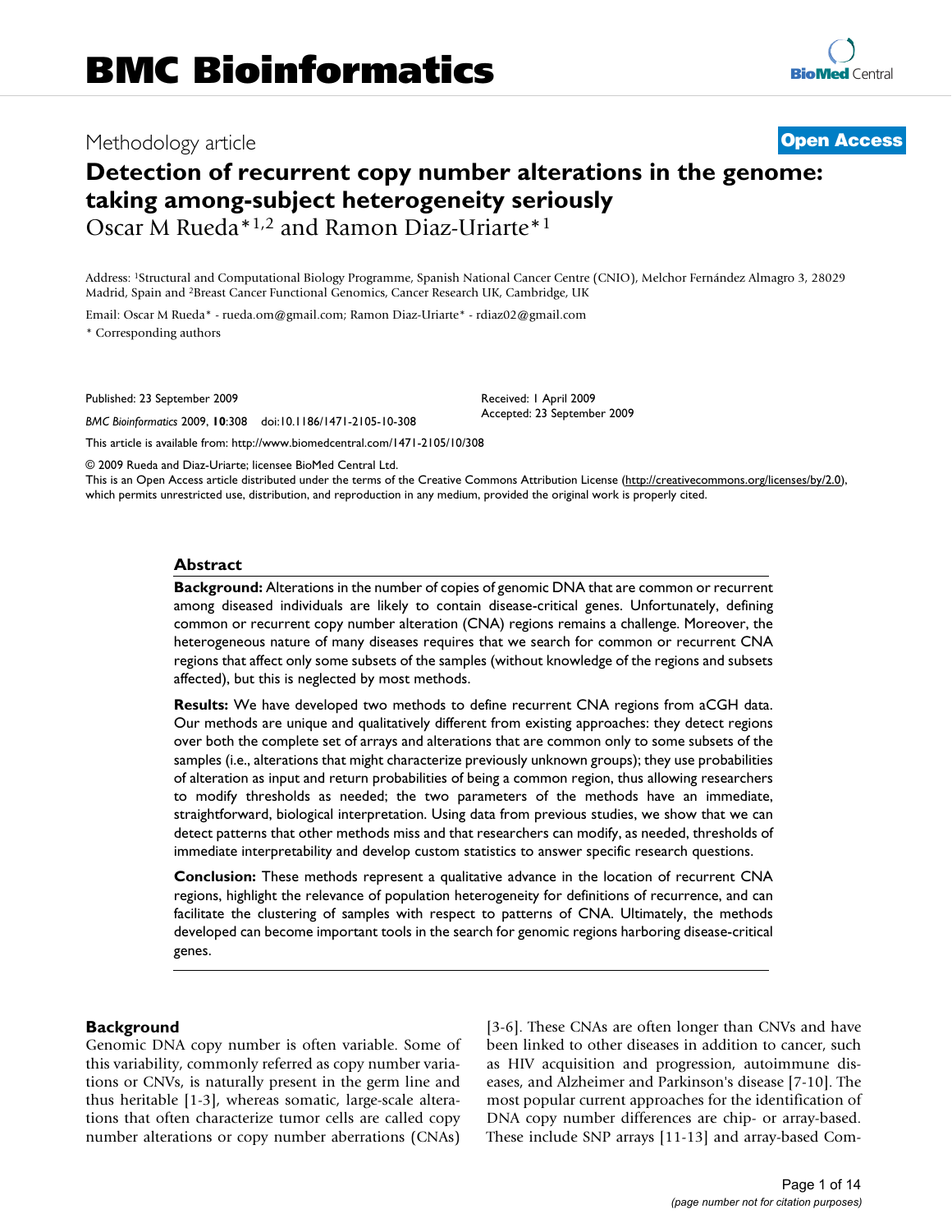# BMC Bioinformatics

Methodology article

**Open Access**

# Detection of recurrent copy number alterations in the genome: taking among-subject heterogeneity seriously

Oscar M Rueda*[1,2] and Ramon Diaz-Uriarte*[1]

Address: [1]Structural and Computational Biology Programme, Spanish National Cancer Centre (CNIO), Melchor Fernández Almagro 3, 28029 Madrid, Spain and [2]Breast Cancer Functional Genomics, Cancer Research UK, Cambridge, UK

Email: Oscar M Rueda* - rueda.om@gmail.com; Ramon Diaz-Uriarte* - rdiaz02@gmail.com

\* Corresponding authors

Published: 23 September 2009

*BMC Bioinformatics* 2009, **10**:308 doi:10.1186/1471-2105-10-308

Received: 1 April 2009
Accepted: 23 September 2009

This article is available from: http://www.biomedcentral.com/1471-2105/10/308

© 2009 Rueda and Diaz-Uriarte; licensee BioMed Central Ltd.
This is an Open Access article distributed under the terms of the Creative Commons Attribution License (http://creativecommons.org/licenses/by/2.0), which permits unrestricted use, distribution, and reproduction in any medium, provided the original work is properly cited.

## Abstract

**Background:** Alterations in the number of copies of genomic DNA that are common or recurrent among diseased individuals are likely to contain disease-critical genes. Unfortunately, defining common or recurrent copy number alteration (CNA) regions remains a challenge. Moreover, the heterogeneous nature of many diseases requires that we search for common or recurrent CNA regions that affect only some subsets of the samples (without knowledge of the regions and subsets affected), but this is neglected by most methods.

**Results:** We have developed two methods to define recurrent CNA regions from aCGH data. Our methods are unique and qualitatively different from existing approaches: they detect regions over both the complete set of arrays and alterations that are common only to some subsets of the samples (i.e., alterations that might characterize previously unknown groups); they use probabilities of alteration as input and return probabilities of being a common region, thus allowing researchers to modify thresholds as needed; the two parameters of the methods have an immediate, straightforward, biological interpretation. Using data from previous studies, we show that we can detect patterns that other methods miss and that researchers can modify, as needed, thresholds of immediate interpretability and develop custom statistics to answer specific research questions.

**Conclusion:** These methods represent a qualitative advance in the location of recurrent CNA regions, highlight the relevance of population heterogeneity for definitions of recurrence, and can facilitate the clustering of samples with respect to patterns of CNA. Ultimately, the methods developed can become important tools in the search for genomic regions harboring disease-critical genes.

## Background

Genomic DNA copy number is often variable. Some of this variability, commonly referred as copy number variations or CNVs, is naturally present in the germ line and thus heritable [1-3], whereas somatic, large-scale alterations that often characterize tumor cells are called copy number alterations or copy number aberrations (CNAs) [3-6]. These CNAs are often longer than CNVs and have been linked to other diseases in addition to cancer, such as HIV acquisition and progression, autoimmune diseases, and Alzheimer and Parkinson's disease [7-10]. The most popular current approaches for the identification of DNA copy number differences are chip- or array-based. These include SNP arrays [11-13] and array-based Com-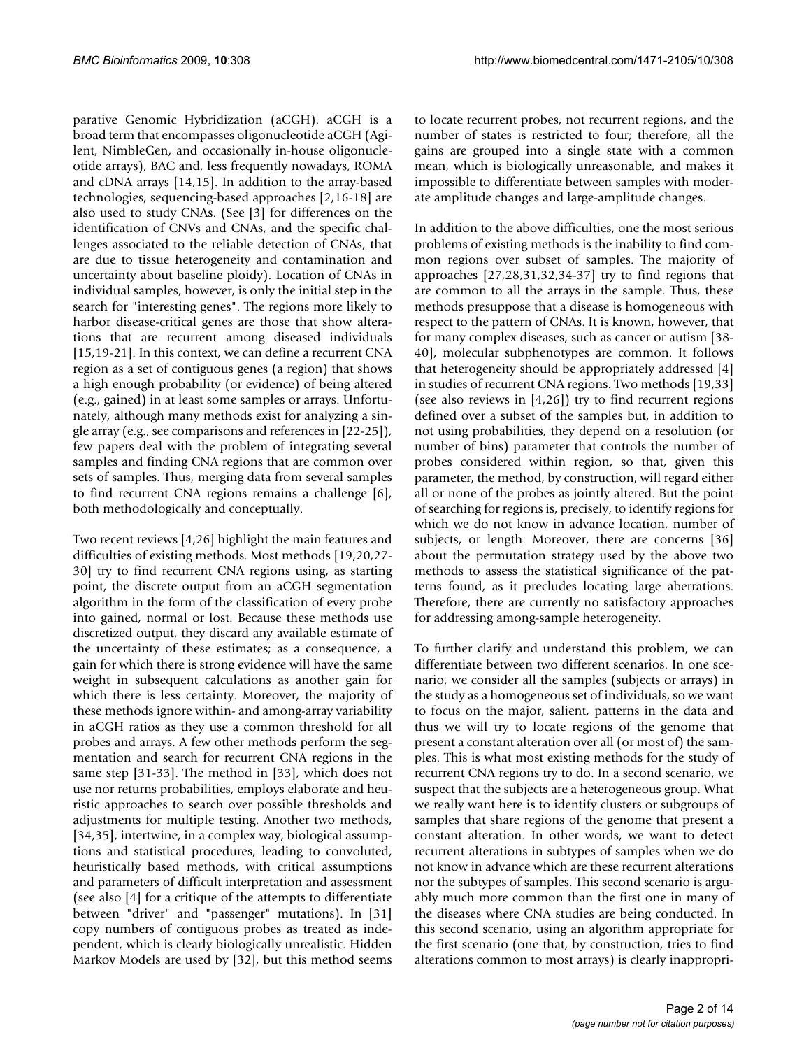parative Genomic Hybridization (aCGH). aCGH is a broad term that encompasses oligonucleotide aCGH (Agilent, NimbleGen, and occasionally in-house oligonucleotide arrays), BAC and, less frequently nowadays, ROMA and cDNA arrays [14,15]. In addition to the array-based technologies, sequencing-based approaches [2,16-18] are also used to study CNAs. (See [3] for differences on the identification of CNVs and CNAs, and the specific challenges associated to the reliable detection of CNAs, that are due to tissue heterogeneity and contamination and uncertainty about baseline ploidy). Location of CNAs in individual samples, however, is only the initial step in the search for "interesting genes". The regions more likely to harbor disease-critical genes are those that show alterations that are recurrent among diseased individuals [15,19-21]. In this context, we can define a recurrent CNA region as a set of contiguous genes (a region) that shows a high enough probability (or evidence) of being altered (e.g., gained) in at least some samples or arrays. Unfortunately, although many methods exist for analyzing a single array (e.g., see comparisons and references in [22-25]), few papers deal with the problem of integrating several samples and finding CNA regions that are common over sets of samples. Thus, merging data from several samples to find recurrent CNA regions remains a challenge [6], both methodologically and conceptually.

Two recent reviews [4,26] highlight the main features and difficulties of existing methods. Most methods [19,20,27-30] try to find recurrent CNA regions using, as starting point, the discrete output from an aCGH segmentation algorithm in the form of the classification of every probe into gained, normal or lost. Because these methods use discretized output, they discard any available estimate of the uncertainty of these estimates; as a consequence, a gain for which there is strong evidence will have the same weight in subsequent calculations as another gain for which there is less certainty. Moreover, the majority of these methods ignore within- and among-array variability in aCGH ratios as they use a common threshold for all probes and arrays. A few other methods perform the segmentation and search for recurrent CNA regions in the same step [31-33]. The method in [33], which does not use nor returns probabilities, employs elaborate and heuristic approaches to search over possible thresholds and adjustments for multiple testing. Another two methods, [34,35], intertwine, in a complex way, biological assumptions and statistical procedures, leading to convoluted, heuristically based methods, with critical assumptions and parameters of difficult interpretation and assessment (see also [4] for a critique of the attempts to differentiate between "driver" and "passenger" mutations). In [31] copy numbers of contiguous probes as treated as independent, which is clearly biologically unrealistic. Hidden Markov Models are used by [32], but this method seems to locate recurrent probes, not recurrent regions, and the number of states is restricted to four; therefore, all the gains are grouped into a single state with a common mean, which is biologically unreasonable, and makes it impossible to differentiate between samples with moderate amplitude changes and large-amplitude changes.

In addition to the above difficulties, one the most serious problems of existing methods is the inability to find common regions over subset of samples. The majority of approaches [27,28,31,32,34-37] try to find regions that are common to all the arrays in the sample. Thus, these methods presuppose that a disease is homogeneous with respect to the pattern of CNAs. It is known, however, that for many complex diseases, such as cancer or autism [38-40], molecular subphenotypes are common. It follows that heterogeneity should be appropriately addressed [4] in studies of recurrent CNA regions. Two methods [19,33] (see also reviews in [4,26]) try to find recurrent regions defined over a subset of the samples but, in addition to not using probabilities, they depend on a resolution (or number of bins) parameter that controls the number of probes considered within region, so that, given this parameter, the method, by construction, will regard either all or none of the probes as jointly altered. But the point of searching for regions is, precisely, to identify regions for which we do not know in advance location, number of subjects, or length. Moreover, there are concerns [36] about the permutation strategy used by the above two methods to assess the statistical significance of the patterns found, as it precludes locating large aberrations. Therefore, there are currently no satisfactory approaches for addressing among-sample heterogeneity.

To further clarify and understand this problem, we can differentiate between two different scenarios. In one scenario, we consider all the samples (subjects or arrays) in the study as a homogeneous set of individuals, so we want to focus on the major, salient, patterns in the data and thus we will try to locate regions of the genome that present a constant alteration over all (or most of) the samples. This is what most existing methods for the study of recurrent CNA regions try to do. In a second scenario, we suspect that the subjects are a heterogeneous group. What we really want here is to identify clusters or subgroups of samples that share regions of the genome that present a constant alteration. In other words, we want to detect recurrent alterations in subtypes of samples when we do not know in advance which are these recurrent alterations nor the subtypes of samples. This second scenario is arguably much more common than the first one in many of the diseases where CNA studies are being conducted. In this second scenario, using an algorithm appropriate for the first scenario (one that, by construction, tries to find alterations common to most arrays) is clearly inappropri-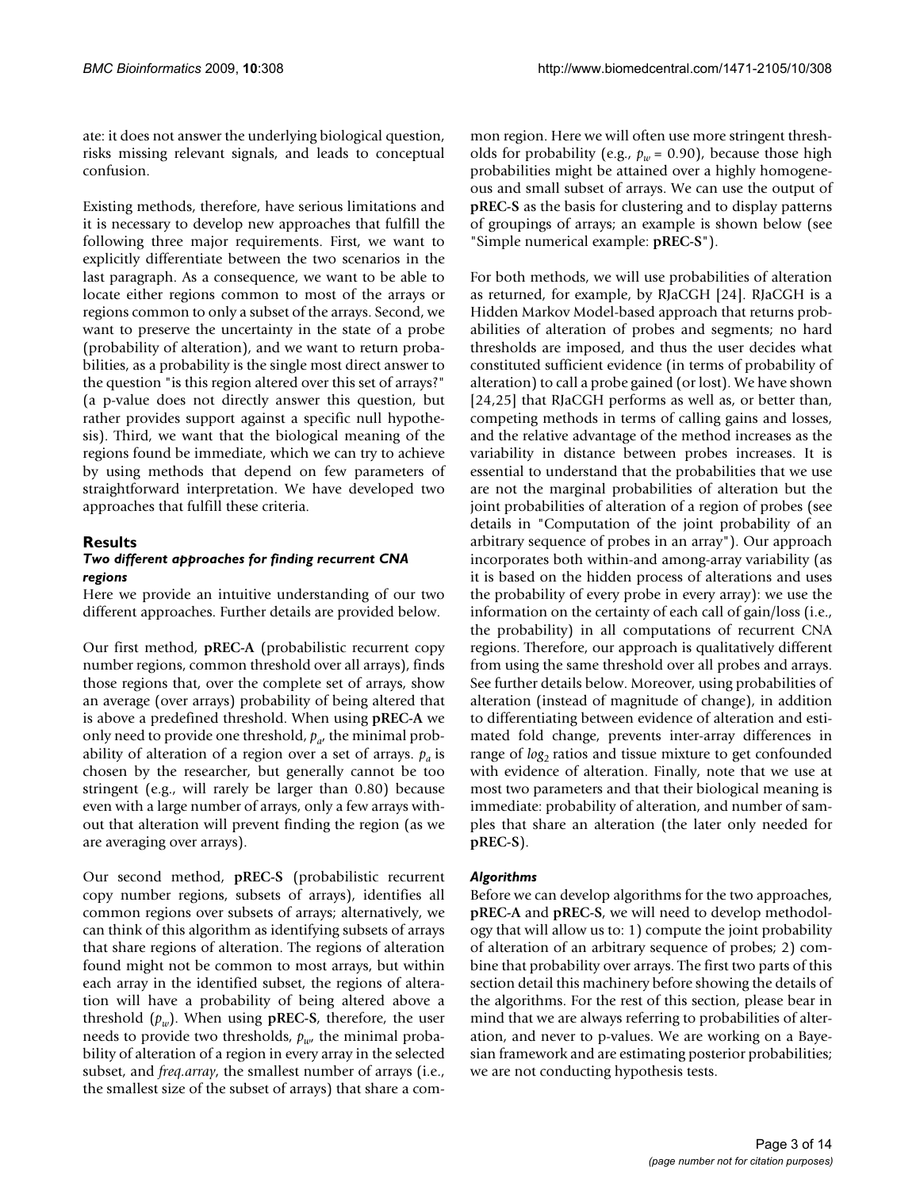ate: it does not answer the underlying biological question, risks missing relevant signals, and leads to conceptual confusion.

Existing methods, therefore, have serious limitations and it is necessary to develop new approaches that fulfill the following three major requirements. First, we want to explicitly differentiate between the two scenarios in the last paragraph. As a consequence, we want to be able to locate either regions common to most of the arrays or regions common to only a subset of the arrays. Second, we want to preserve the uncertainty in the state of a probe (probability of alteration), and we want to return probabilities, as a probability is the single most direct answer to the question "is this region altered over this set of arrays?" (a p-value does not directly answer this question, but rather provides support against a specific null hypothesis). Third, we want that the biological meaning of the regions found be immediate, which we can try to achieve by using methods that depend on few parameters of straightforward interpretation. We have developed two approaches that fulfill these criteria.

## Results

### *Two different approaches for finding recurrent CNA regions*

Here we provide an intuitive understanding of our two different approaches. Further details are provided below.

Our first method, **pREC-A** (probabilistic recurrent copy number regions, common threshold over all arrays), finds those regions that, over the complete set of arrays, show an average (over arrays) probability of being altered that is above a predefined threshold. When using **pREC-A** we only need to provide one threshold, $p_a$, the minimal probability of alteration of a region over a set of arrays. $p_a$ is chosen by the researcher, but generally cannot be too stringent (e.g., will rarely be larger than 0.80) because even with a large number of arrays, only a few arrays without that alteration will prevent finding the region (as we are averaging over arrays).

Our second method, **pREC-S** (probabilistic recurrent copy number regions, subsets of arrays), identifies all common regions over subsets of arrays; alternatively, we can think of this algorithm as identifying subsets of arrays that share regions of alteration. The regions of alteration found might not be common to most arrays, but within each array in the identified subset, the regions of alteration will have a probability of being altered above a threshold ($p_w$). When using **pREC-S**, therefore, the user needs to provide two thresholds, $p_w$, the minimal probability of alteration of a region in every array in the selected subset, and *freq.array*, the smallest number of arrays (i.e., the smallest size of the subset of arrays) that share a common region. Here we will often use more stringent thresholds for probability (e.g., $p_w = 0.90$), because those high probabilities might be attained over a highly homogeneous and small subset of arrays. We can use the output of **pREC-S** as the basis for clustering and to display patterns of groupings of arrays; an example is shown below (see "Simple numerical example: **pREC-S**").

For both methods, we will use probabilities of alteration as returned, for example, by RJaCGH [24]. RJaCGH is a Hidden Markov Model-based approach that returns probabilities of alteration of probes and segments; no hard thresholds are imposed, and thus the user decides what constituted sufficient evidence (in terms of probability of alteration) to call a probe gained (or lost). We have shown [24,25] that RJaCGH performs as well as, or better than, competing methods in terms of calling gains and losses, and the relative advantage of the method increases as the variability in distance between probes increases. It is essential to understand that the probabilities that we use are not the marginal probabilities of alteration but the joint probabilities of alteration of a region of probes (see details in "Computation of the joint probability of an arbitrary sequence of probes in an array"). Our approach incorporates both within-and among-array variability (as it is based on the hidden process of alterations and uses the probability of every probe in every array): we use the information on the certainty of each call of gain/loss (i.e., the probability) in all computations of recurrent CNA regions. Therefore, our approach is qualitatively different from using the same threshold over all probes and arrays. See further details below. Moreover, using probabilities of alteration (instead of magnitude of change), in addition to differentiating between evidence of alteration and estimated fold change, prevents inter-array differences in range of $log_2$ ratios and tissue mixture to get confounded with evidence of alteration. Finally, note that we use at most two parameters and that their biological meaning is immediate: probability of alteration, and number of samples that share an alteration (the later only needed for **pREC-S**).

### *Algorithms*

Before we can develop algorithms for the two approaches, **pREC-A** and **pREC-S**, we will need to develop methodology that will allow us to: 1) compute the joint probability of alteration of an arbitrary sequence of probes; 2) combine that probability over arrays. The first two parts of this section detail this machinery before showing the details of the algorithms. For the rest of this section, please bear in mind that we are always referring to probabilities of alteration, and never to p-values. We are working on a Bayesian framework and are estimating posterior probabilities; we are not conducting hypothesis tests.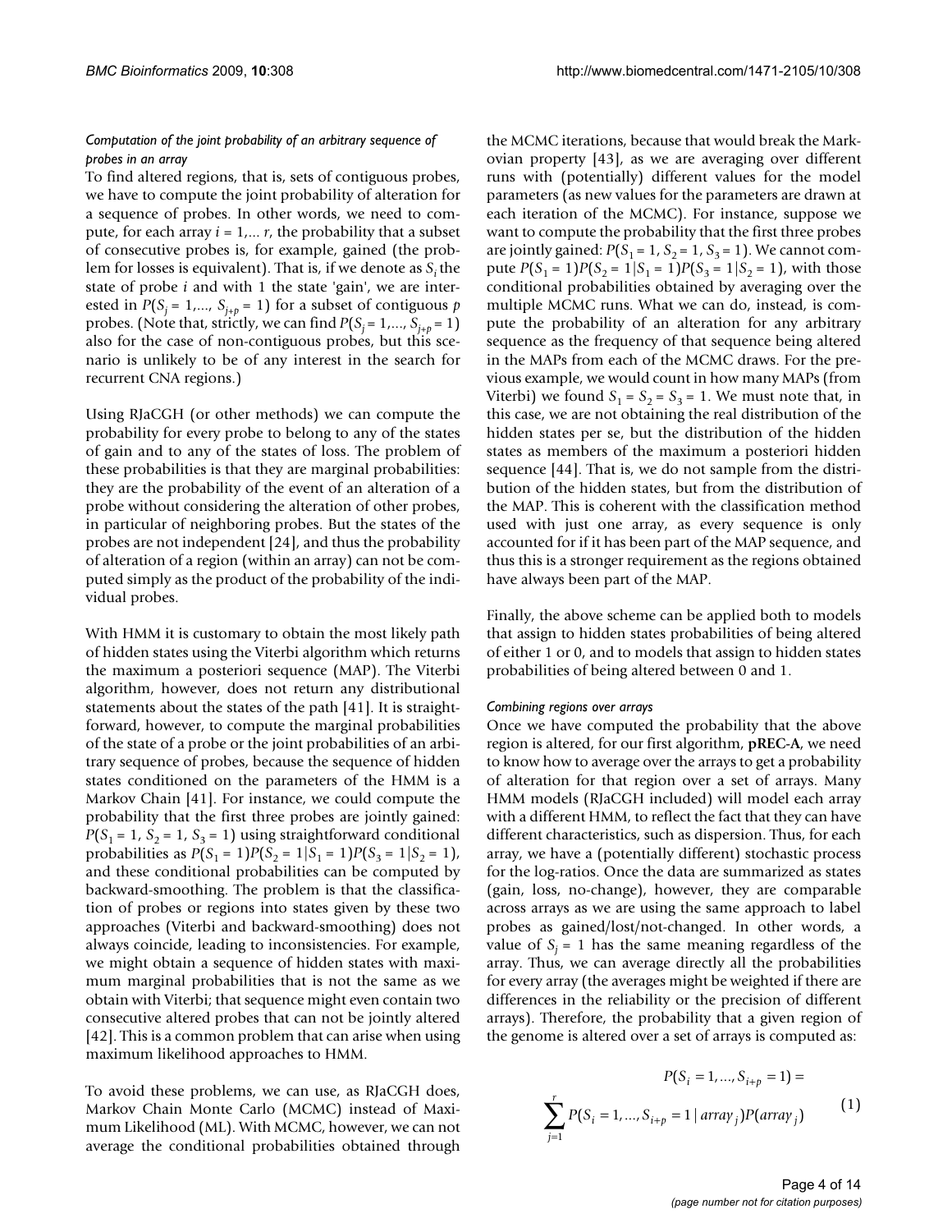### *Computation of the joint probability of an arbitrary sequence of probes in an array*

To find altered regions, that is, sets of contiguous probes, we have to compute the joint probability of alteration for a sequence of probes. In other words, we need to compute, for each array $i = 1,... r$, the probability that a subset of consecutive probes is, for example, gained (the problem for losses is equivalent). That is, if we denote as $S_i$ the state of probe $i$ and with 1 the state 'gain', we are interested in $P(S_j = 1,..., S_{j+p} = 1)$ for a subset of contiguous $p$ probes. (Note that, strictly, we can find $P(S_j = 1,..., S_{j+p} = 1)$ also for the case of non-contiguous probes, but this scenario is unlikely to be of any interest in the search for recurrent CNA regions.)

Using RJaCGH (or other methods) we can compute the probability for every probe to belong to any of the states of gain and to any of the states of loss. The problem of these probabilities is that they are marginal probabilities: they are the probability of the event of an alteration of a probe without considering the alteration of other probes, in particular of neighboring probes. But the states of the probes are not independent [24], and thus the probability of alteration of a region (within an array) can not be computed simply as the product of the probability of the individual probes.

With HMM it is customary to obtain the most likely path of hidden states using the Viterbi algorithm which returns the maximum a posteriori sequence (MAP). The Viterbi algorithm, however, does not return any distributional statements about the states of the path [41]. It is straightforward, however, to compute the marginal probabilities of the state of a probe or the joint probabilities of an arbitrary sequence of probes, because the sequence of hidden states conditioned on the parameters of the HMM is a Markov Chain [41]. For instance, we could compute the probability that the first three probes are jointly gained: $P(S_1 = 1, S_2 = 1, S_3 = 1)$ using straightforward conditional probabilities as $P(S_1 = 1)P(S_2 = 1|S_1 = 1)P(S_3 = 1|S_2 = 1)$, and these conditional probabilities can be computed by backward-smoothing. The problem is that the classification of probes or regions into states given by these two approaches (Viterbi and backward-smoothing) does not always coincide, leading to inconsistencies. For example, we might obtain a sequence of hidden states with maximum marginal probabilities that is not the same as we obtain with Viterbi; that sequence might even contain two consecutive altered probes that can not be jointly altered [42]. This is a common problem that can arise when using maximum likelihood approaches to HMM.

To avoid these problems, we can use, as RJaCGH does, Markov Chain Monte Carlo (MCMC) instead of Maximum Likelihood (ML). With MCMC, however, we can not average the conditional probabilities obtained through the MCMC iterations, because that would break the Markovian property [43], as we are averaging over different runs with (potentially) different values for the model parameters (as new values for the parameters are drawn at each iteration of the MCMC). For instance, suppose we want to compute the probability that the first three probes are jointly gained: $P(S_1 = 1, S_2 = 1, S_3 = 1)$. We cannot compute $P(S_1 = 1)P(S_2 = 1|S_1 = 1)P(S_3 = 1|S_2 = 1)$, with those conditional probabilities obtained by averaging over the multiple MCMC runs. What we can do, instead, is compute the probability of an alteration for any arbitrary sequence as the frequency of that sequence being altered in the MAPs from each of the MCMC draws. For the previous example, we would count in how many MAPs (from Viterbi) we found $S_1 = S_2 = S_3 = 1$. We must note that, in this case, we are not obtaining the real distribution of the hidden states per se, but the distribution of the hidden states as members of the maximum a posteriori hidden sequence [44]. That is, we do not sample from the distribution of the hidden states, but from the distribution of the MAP. This is coherent with the classification method used with just one array, as every sequence is only accounted for if it has been part of the MAP sequence, and thus this is a stronger requirement as the regions obtained have always been part of the MAP.

Finally, the above scheme can be applied both to models that assign to hidden states probabilities of being altered of either 1 or 0, and to models that assign to hidden states probabilities of being altered between 0 and 1.

### *Combining regions over arrays*

Once we have computed the probability that the above region is altered, for our first algorithm, **pREC-A**, we need to know how to average over the arrays to get a probability of alteration for that region over a set of arrays. Many HMM models (RJaCGH included) will model each array with a different HMM, to reflect the fact that they can have different characteristics, such as dispersion. Thus, for each array, we have a (potentially different) stochastic process for the log-ratios. Once the data are summarized as states (gain, loss, no-change), however, they are comparable across arrays as we are using the same approach to label probes as gained/lost/not-changed. In other words, a value of $S_j = 1$ has the same meaning regardless of the array. Thus, we can average directly all the probabilities for every array (the averages might be weighted if there are differences in the reliability or the precision of different arrays). Therefore, the probability that a given region of the genome is altered over a set of arrays is computed as:

$$P(S_i = 1, ..., S_{i+p} = 1) = \sum_{j=1}^{r} P(S_i = 1, ..., S_{i+p} = 1 \mid array_j) P(array_j) \tag{1}$$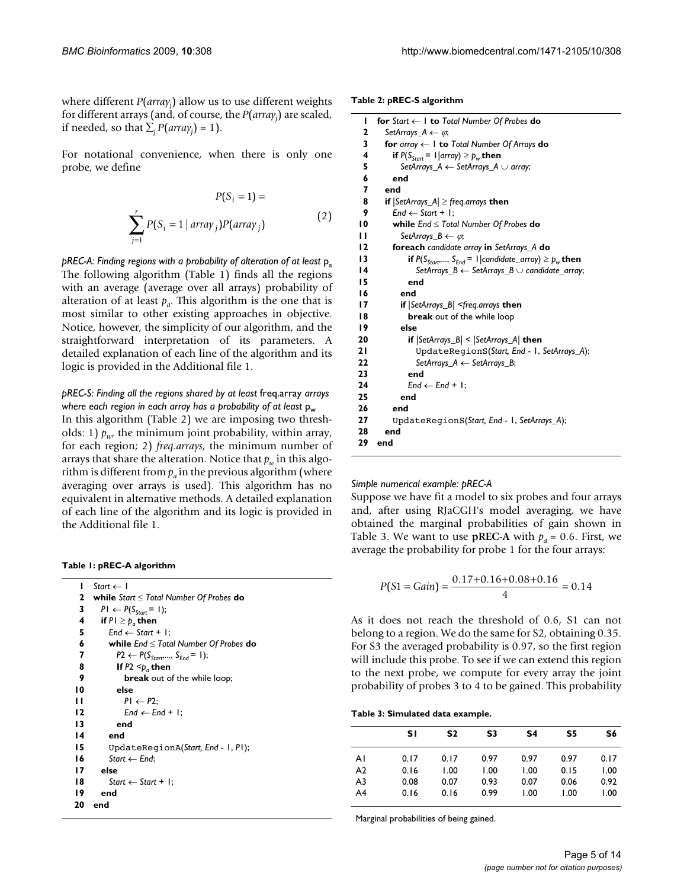where different $P(array_j)$ allow us to use different weights for different arrays (and, of course, the $P(array_j)$ are scaled, if needed, so that $\sum_j P(array_j) = 1$).

For notational convenience, when there is only one probe, we define

$$P(S_i = 1) = \sum_{j=1}^{r} P(S_i = 1 \mid array_j) P(array_j) \tag{2}$$

### *pREC-A: Finding regions with a probability of alteration of at least* $p_a$

The following algorithm (Table 1) finds all the regions with an average (average over all arrays) probability of alteration of at least $p_a$. This algorithm is the one that is most similar to other existing approaches in objective. Notice, however, the simplicity of our algorithm, and the straightforward interpretation of its parameters. A detailed explanation of each line of the algorithm and its logic is provided in the Additional file 1.

### *pREC-S: Finding all the regions shared by at least* freq.array *arrays where each region in each array has a probability of at least* $p_w$

In this algorithm (Table 2) we are imposing two thresholds: 1) $p_w$, the minimum joint probability, within array, for each region; 2) *freq.arrays*, the minimum number of arrays that share the alteration. Notice that $p_w$ in this algorithm is different from $p_a$ in the previous algorithm (where averaging over arrays is used). This algorithm has no equivalent in alternative methods. A detailed explanation of each line of the algorithm and its logic is provided in the Additional file 1.

**Table 1: pREC-A algorithm**

```
1   Start ← 1
2   while Start ≤ Total Number Of Probes do
3     P1 ← P(S_Start = 1);
4     if P1 ≥ p_a then
5       End ← Start + 1;
6       while End ≤ Total Number Of Probes do
7         P2 ← P(S_Start,..., S_End = 1);
8         If P2 < p_a then
9           break out of the while loop;
10        else
11          P1 ← P2;
12          End ← End + 1;
13        end
14      end
15      UpdateRegionA(Start, End - 1, P1);
16      Start ← End;
17    else
18      Start ← Start + 1;
19    end
20  end
```

**Table 2: pREC-S algorithm**

```
1   for Start ← 1 to Total Number Of Probes do
2     SetArrays_A ← φ;
3     for array ← 1 to Total Number Of Arrays do
4       if P(S_Start = 1|array) ≥ p_w then
5         SetArrays_A ← SetArrays_A ∪ array;
6       end
7     end
8     if |SetArrays_A| ≥ freq.arrays then
9       End ← Start + 1;
10      while End ≤ Total Number Of Probes do
11        SetArrays_B ← φ;
12        foreach candidate array in SetArrays_A do
13          if P(S_Start,..., S_End = 1|candidate_array) ≥ p_w then
14            SetArrays_B ← SetArrays_B ∪ candidate_array;
15          end
16        end
17        if |SetArrays_B| < freq.arrays then
18          break out of the while loop
19        else
20          if |SetArrays_B| < |SetArrays_A| then
21            UpdateRegionS(Start, End - 1, SetArrays_A);
22            SetArrays_A ← SetArrays_B;
23          end
24          End ← End + 1;
25        end
26      end
27      UpdateRegionS(Start, End - 1, SetArrays_A);
28    end
29  end
```

### *Simple numerical example: pREC-A*

Suppose we have fit a model to six probes and four arrays and, after using RJaCGH's model averaging, we have obtained the marginal probabilities of gain shown in Table 3. We want to use **pREC-A** with $p_a = 0.6$. First, we average the probability for probe 1 for the four arrays:

$$P(S1 = Gain) = \frac{0.17+0.16+0.08+0.16}{4} = 0.14$$

As it does not reach the threshold of 0.6, S1 can not belong to a region. We do the same for S2, obtaining 0.35. For S3 the averaged probability is 0.97, so the first region will include this probe. To see if we can extend this region to the next probe, we compute for every array the joint probability of probes 3 to 4 to be gained. This probability

**Table 3: Simulated data example.**

| | S1 | S2 | S3 | S4 | S5 | S6 |
|---|---|---|---|---|---|---|
| A1 | 0.17 | 0.17 | 0.97 | 0.97 | 0.97 | 0.17 |
| A2 | 0.16 | 1.00 | 1.00 | 1.00 | 0.15 | 1.00 |
| A3 | 0.08 | 0.07 | 0.93 | 0.07 | 0.06 | 0.92 |
| A4 | 0.16 | 0.16 | 0.99 | 1.00 | 1.00 | 1.00 |

Marginal probabilities of being gained.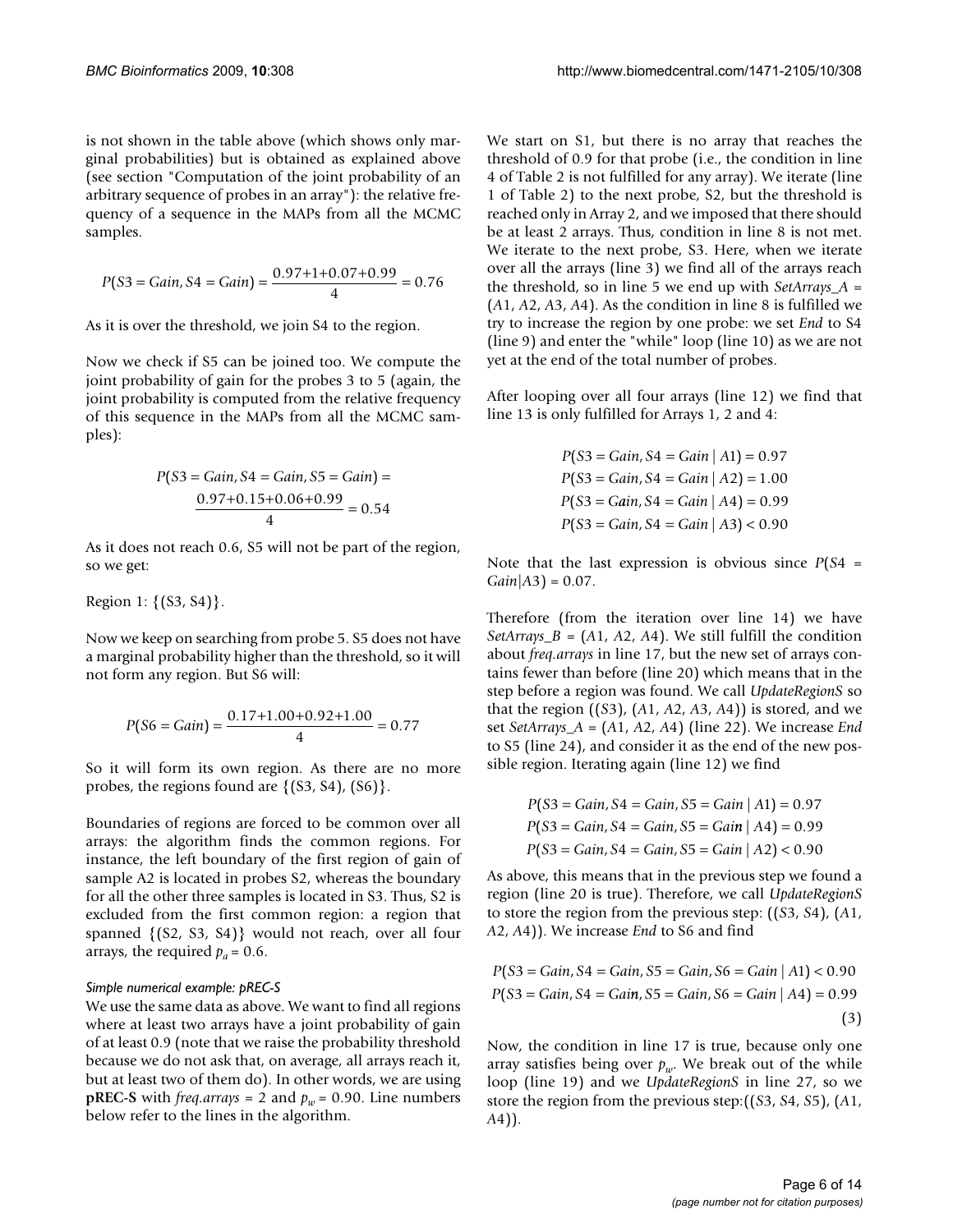is not shown in the table above (which shows only marginal probabilities) but is obtained as explained above (see section "Computation of the joint probability of an arbitrary sequence of probes in an array"): the relative frequency of a sequence in the MAPs from all the MCMC samples.

$$P(S3 = Gain, S4 = Gain) = \frac{0.97+1+0.07+0.99}{4} = 0.76$$

As it is over the threshold, we join S4 to the region.

Now we check if S5 can be joined too. We compute the joint probability of gain for the probes 3 to 5 (again, the joint probability is computed from the relative frequency of this sequence in the MAPs from all the MCMC samples):

$$P(S3 = Gain, S4 = Gain, S5 = Gain) = \frac{0.97+0.15+0.06+0.99}{4} = 0.54$$

As it does not reach 0.6, S5 will not be part of the region, so we get:

Region 1: {(S3, S4)}.

Now we keep on searching from probe 5. S5 does not have a marginal probability higher than the threshold, so it will not form any region. But S6 will:

$$P(S6 = Gain) = \frac{0.17+1.00+0.92+1.00}{4} = 0.77$$

So it will form its own region. As there are no more probes, the regions found are {(S3, S4), (S6)}.

Boundaries of regions are forced to be common over all arrays: the algorithm finds the common regions. For instance, the left boundary of the first region of gain of sample A2 is located in probes S2, whereas the boundary for all the other three samples is located in S3. Thus, S2 is excluded from the first common region: a region that spanned {(S2, S3, S4)} would not reach, over all four arrays, the required $p_a = 0.6$.

#### Simple numerical example: pREC-S

We use the same data as above. We want to find all regions where at least two arrays have a joint probability of gain of at least 0.9 (note that we raise the probability threshold because we do not ask that, on average, all arrays reach it, but at least two of them do). In other words, we are using **pREC-S** with *freq.arrays* = 2 and $p_w = 0.90$. Line numbers below refer to the lines in the algorithm.

We start on S1, but there is no array that reaches the threshold of 0.9 for that probe (i.e., the condition in line 4 of Table 2 is not fulfilled for any array). We iterate (line 1 of Table 2) to the next probe, S2, but the threshold is reached only in Array 2, and we imposed that there should be at least 2 arrays. Thus, condition in line 8 is not met. We iterate to the next probe, S3. Here, when we iterate over all the arrays (line 3) we find all of the arrays reach the threshold, so in line 5 we end up with *SetArrays_A* = (*A*1, *A*2, *A*3, *A*4). As the condition in line 8 is fulfilled we try to increase the region by one probe: we set *End* to S4 (line 9) and enter the "while" loop (line 10) as we are not yet at the end of the total number of probes.

After looping over all four arrays (line 12) we find that line 13 is only fulfilled for Arrays 1, 2 and 4:

$$P(S3 = Gain, S4 = Gain \mid A1) = 0.97$$
$$P(S3 = Gain, S4 = Gain \mid A2) = 1.00$$
$$P(S3 = Gain, S4 = Gain \mid A4) = 0.99$$
$$P(S3 = Gain, S4 = Gain \mid A3) < 0.90$$

Note that the last expression is obvious since $P(S4 = Gain|A3) = 0.07$.

Therefore (from the iteration over line 14) we have *SetArrays_B* = (*A*1, *A*2, *A*4). We still fulfill the condition about *freq.arrays* in line 17, but the new set of arrays contains fewer than before (line 20) which means that in the step before a region was found. We call *UpdateRegionS* so that the region ((*S*3), (*A*1, *A*2, *A*3, *A*4)) is stored, and we set *SetArrays_A* = (*A*1, *A*2, *A*4) (line 22). We increase *End* to S5 (line 24), and consider it as the end of the new possible region. Iterating again (line 12) we find

$$P(S3 = Gain, S4 = Gain, S5 = Gain \mid A1) = 0.97$$
$$P(S3 = Gain, S4 = Gain, S5 = Gain \mid A4) = 0.99$$
$$P(S3 = Gain, S4 = Gain, S5 = Gain \mid A2) < 0.90$$

As above, this means that in the previous step we found a region (line 20 is true). Therefore, we call *UpdateRegionS* to store the region from the previous step: ((*S*3, *S*4), (*A*1, *A*2, *A*4)). We increase *End* to S6 and find

$$P(S3 = Gain, S4 = Gain, S5 = Gain, S6 = Gain \mid A1) < 0.90$$
$$P(S3 = Gain, S4 = Gain, S5 = Gain, S6 = Gain \mid A4) = 0.99 \quad (3)$$

Now, the condition in line 17 is true, because only one array satisfies being over $p_w$. We break out of the while loop (line 19) and we *UpdateRegionS* in line 27, so we store the region from the previous step:((*S*3, *S*4, *S*5), (*A*1, *A*4)).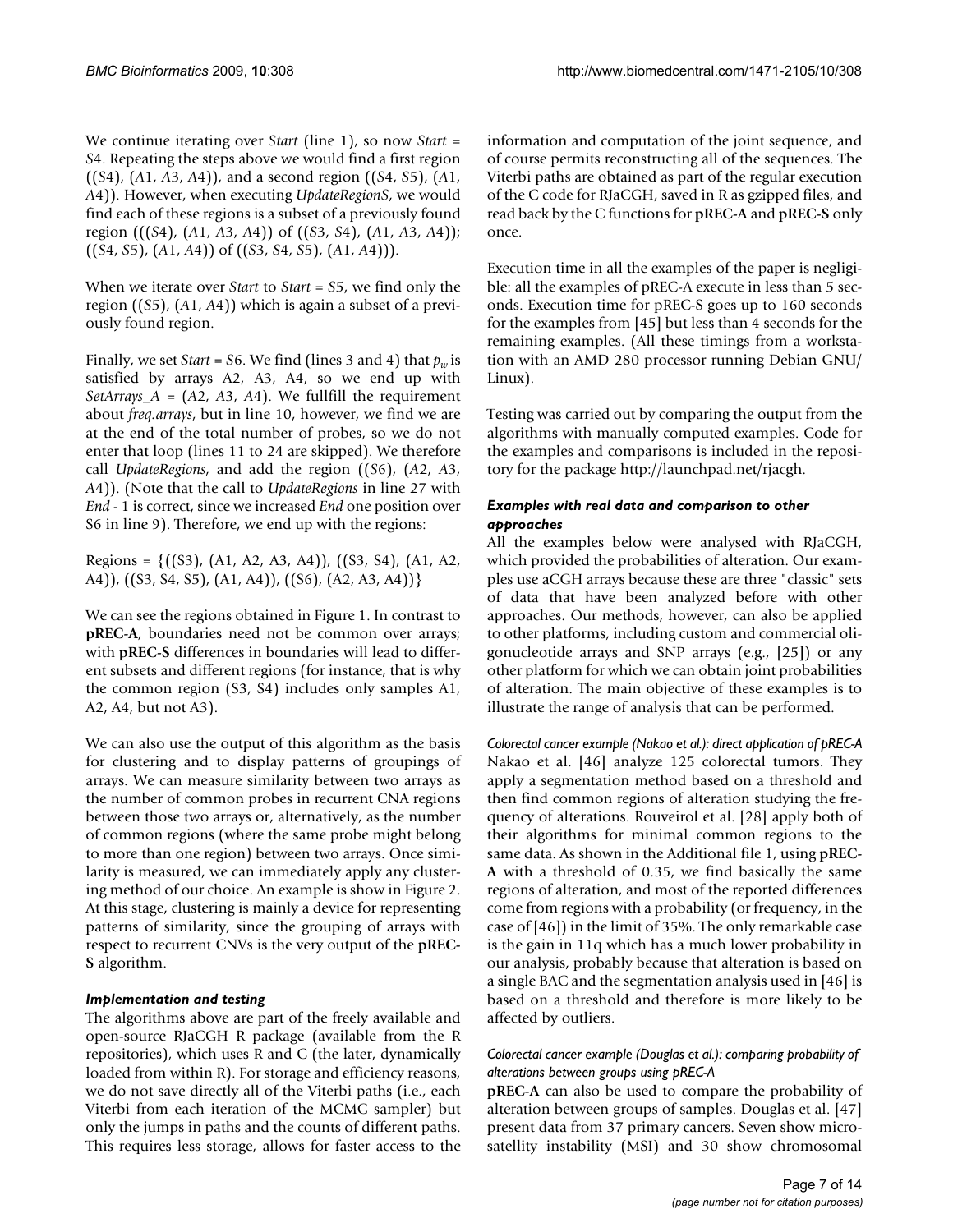We continue iterating over *Start* (line 1), so now *Start* = *S*4. Repeating the steps above we would find a first region ((*S*4), (*A*1, *A*3, *A*4)), and a second region ((*S*4, *S*5), (*A*1, *A*4)). However, when executing *UpdateRegionS*, we would find each of these regions is a subset of a previously found region (((*S*4), (*A*1, *A*3, *A*4)) of ((*S*3, *S*4), (*A*1, *A*3, *A*4)); ((*S*4, *S*5), (*A*1, *A*4)) of ((*S*3, *S*4, *S*5), (*A*1, *A*4))).

When we iterate over *Start* to *Start* = *S*5, we find only the region ((*S*5), (*A*1, *A*4)) which is again a subset of a previously found region.

Finally, we set *Start* = *S*6. We find (lines 3 and 4) that $p_w$ is satisfied by arrays A2, A3, A4, so we end up with *SetArrays_A* = (*A*2, *A*3, *A*4). We fullfill the requirement about *freq.arrays*, but in line 10, however, we find we are at the end of the total number of probes, so we do not enter that loop (lines 11 to 24 are skipped). We therefore call *UpdateRegions*, and add the region ((*S*6), (*A*2, *A*3, *A*4)). (Note that the call to *UpdateRegions* in line 27 with *End* - 1 is correct, since we increased *End* one position over S6 in line 9). Therefore, we end up with the regions:

Regions = {((S3), (A1, A2, A3, A4)), ((S3, S4), (A1, A2, A4)), ((S3, S4, S5), (A1, A4)), ((S6), (A2, A3, A4))}

We can see the regions obtained in Figure 1. In contrast to **pREC-A**, boundaries need not be common over arrays; with **pREC-S** differences in boundaries will lead to different subsets and different regions (for instance, that is why the common region (S3, S4) includes only samples A1, A2, A4, but not A3).

We can also use the output of this algorithm as the basis for clustering and to display patterns of groupings of arrays. We can measure similarity between two arrays as the number of common probes in recurrent CNA regions between those two arrays or, alternatively, as the number of common regions (where the same probe might belong to more than one region) between two arrays. Once similarity is measured, we can immediately apply any clustering method of our choice. An example is show in Figure 2. At this stage, clustering is mainly a device for representing patterns of similarity, since the grouping of arrays with respect to recurrent CNVs is the very output of the **pREC-S** algorithm.

### *Implementation and testing*

The algorithms above are part of the freely available and open-source RJaCGH R package (available from the R repositories), which uses R and C (the later, dynamically loaded from within R). For storage and efficiency reasons, we do not save directly all of the Viterbi paths (i.e., each Viterbi from each iteration of the MCMC sampler) but only the jumps in paths and the counts of different paths. This requires less storage, allows for faster access to the information and computation of the joint sequence, and of course permits reconstructing all of the sequences. The Viterbi paths are obtained as part of the regular execution of the C code for RJaCGH, saved in R as gzipped files, and read back by the C functions for **pREC-A** and **pREC-S** only once.

Execution time in all the examples of the paper is negligible: all the examples of pREC-A execute in less than 5 seconds. Execution time for pREC-S goes up to 160 seconds for the examples from [45] but less than 4 seconds for the remaining examples. (All these timings from a workstation with an AMD 280 processor running Debian GNU/Linux).

Testing was carried out by comparing the output from the algorithms with manually computed examples. Code for the examples and comparisons is included in the repository for the package http://launchpad.net/rjacgh.

### *Examples with real data and comparison to other approaches*

All the examples below were analysed with RJaCGH, which provided the probabilities of alteration. Our examples use aCGH arrays because these are three "classic" sets of data that have been analyzed before with other approaches. Our methods, however, can also be applied to other platforms, including custom and commercial oligonucleotide arrays and SNP arrays (e.g., [25]) or any other platform for which we can obtain joint probabilities of alteration. The main objective of these examples is to illustrate the range of analysis that can be performed.

#### *Colorectal cancer example (Nakao et al.): direct application of pREC-A*

Nakao et al. [46] analyze 125 colorectal tumors. They apply a segmentation method based on a threshold and then find common regions of alteration studying the frequency of alterations. Rouveirol et al. [28] apply both of their algorithms for minimal common regions to the same data. As shown in the Additional file 1, using **pREC-A** with a threshold of 0.35, we find basically the same regions of alteration, and most of the reported differences come from regions with a probability (or frequency, in the case of [46]) in the limit of 35%. The only remarkable case is the gain in 11q which has a much lower probability in our analysis, probably because that alteration is based on a single BAC and the segmentation analysis used in [46] is based on a threshold and therefore is more likely to be affected by outliers.

#### *Colorectal cancer example (Douglas et al.): comparing probability of alterations between groups using pREC-A*

**pREC-A** can also be used to compare the probability of alteration between groups of samples. Douglas et al. [47] present data from 37 primary cancers. Seven show microsatellity instability (MSI) and 30 show chromosomal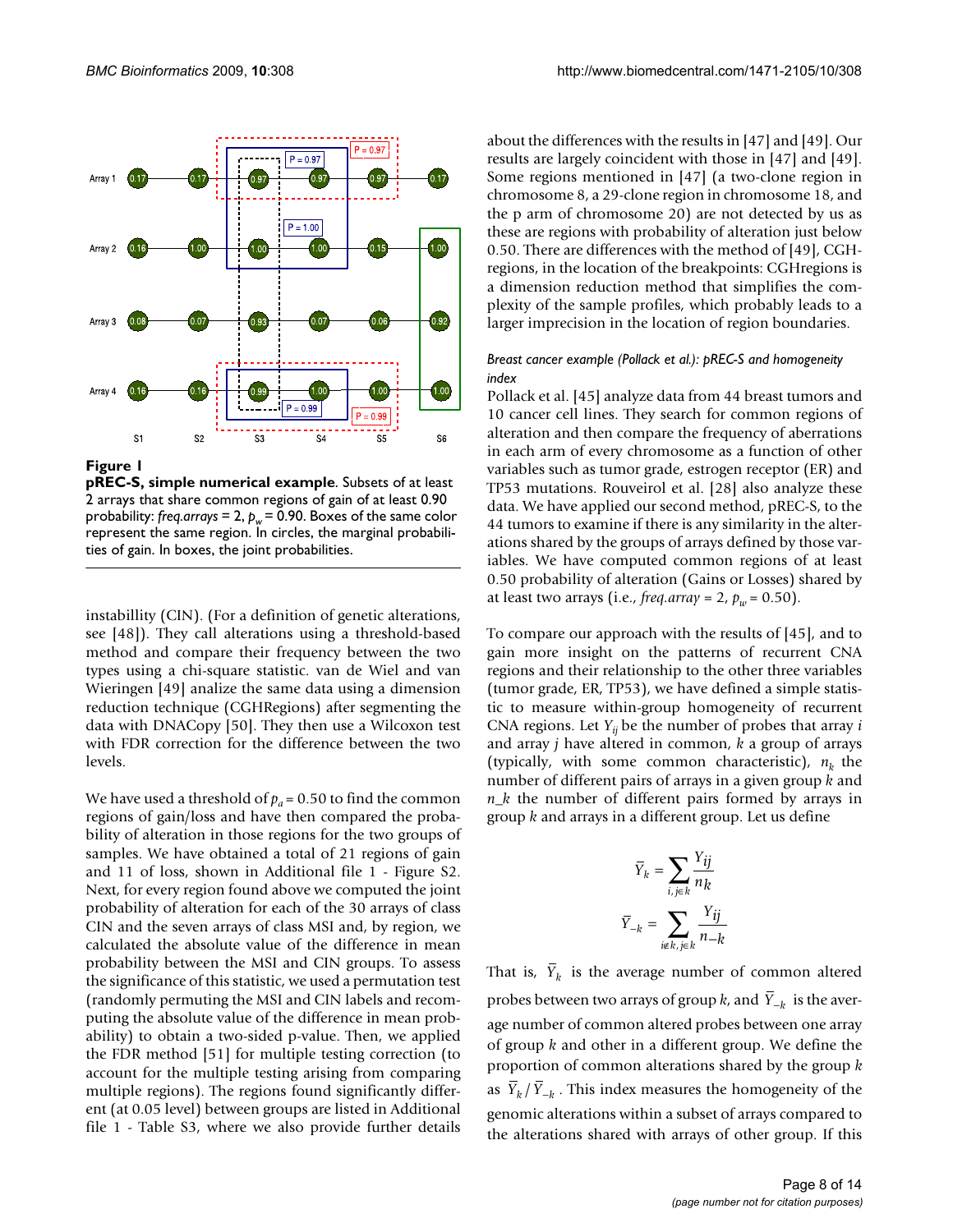**Figure 1**

**pREC-S, simple numerical example**. Subsets of at least 2 arrays that share common regions of gain of at least 0.90 probability: *freq.arrays* = 2, $p_w$ = 0.90. Boxes of the same color represent the same region. In circles, the marginal probabilities of gain. In boxes, the joint probabilities.

instabillity (CIN). (For a definition of genetic alterations, see [48]). They call alterations using a threshold-based method and compare their frequency between the two types using a chi-square statistic. van de Wiel and van Wieringen [49] analize the same data using a dimension reduction technique (CGHRegions) after segmenting the data with DNACopy [50]. They then use a Wilcoxon test with FDR correction for the difference between the two levels.

We have used a threshold of $p_a$ = 0.50 to find the common regions of gain/loss and have then compared the probability of alteration in those regions for the two groups of samples. We have obtained a total of 21 regions of gain and 11 of loss, shown in Additional file 1 - Figure S2. Next, for every region found above we computed the joint probability of alteration for each of the 30 arrays of class CIN and the seven arrays of class MSI and, by region, we calculated the absolute value of the difference in mean probability between the MSI and CIN groups. To assess the significance of this statistic, we used a permutation test (randomly permuting the MSI and CIN labels and recomputing the absolute value of the difference in mean probability) to obtain a two-sided p-value. Then, we applied the FDR method [51] for multiple testing correction (to account for the multiple testing arising from comparing multiple regions). The regions found significantly different (at 0.05 level) between groups are listed in Additional file 1 - Table S3, where we also provide further details about the differences with the results in [47] and [49]. Our results are largely coincident with those in [47] and [49]. Some regions mentioned in [47] (a two-clone region in chromosome 8, a 29-clone region in chromosome 18, and the p arm of chromosome 20) are not detected by us as these are regions with probability of alteration just below 0.50. There are differences with the method of [49], CGH-regions, in the location of the breakpoints: CGHregions is a dimension reduction method that simplifies the complexity of the sample profiles, which probably leads to a larger imprecision in the location of region boundaries.

### *Breast cancer example (Pollack et al.): pREC-S and homogeneity index*

Pollack et al. [45] analyze data from 44 breast tumors and 10 cancer cell lines. They search for common regions of alteration and then compare the frequency of aberrations in each arm of every chromosome as a function of other variables such as tumor grade, estrogen receptor (ER) and TP53 mutations. Rouveirol et al. [28] also analyze these data. We have applied our second method, pREC-S, to the 44 tumors to examine if there is any similarity in the alterations shared by the groups of arrays defined by those variables. We have computed common regions of at least 0.50 probability of alteration (Gains or Losses) shared by at least two arrays (i.e., *freq.array* = 2, $p_w$ = 0.50).

To compare our approach with the results of [45], and to gain more insight on the patterns of recurrent CNA regions and their relationship to the other three variables (tumor grade, ER, TP53), we have defined a simple statistic to measure within-group homogeneity of recurrent CNA regions. Let $Y_{ij}$ be the number of probes that array $i$ and array $j$ have altered in common, $k$ a group of arrays (typically, with some common characteristic), $n_k$ the number of different pairs of arrays in a given group $k$ and $n\_k$ the number of different pairs formed by arrays in group $k$ and arrays in a different group. Let us define

$$\bar{Y}_k = \sum_{i,j \in k} \frac{Y_{ij}}{n_k}$$

$$\bar{Y}_{-k} = \sum_{i \notin k,\, j \in k} \frac{Y_{ij}}{n_{-k}}$$

That is, $\bar{Y}_k$ is the average number of common altered probes between two arrays of group $k$, and $\bar{Y}_{-k}$ is the average number of common altered probes between one array of group $k$ and other in a different group. We define the proportion of common alterations shared by the group $k$ as $\bar{Y}_k / \bar{Y}_{-k}$. This index measures the homogeneity of the genomic alterations within a subset of arrays compared to the alterations shared with arrays of other group. If this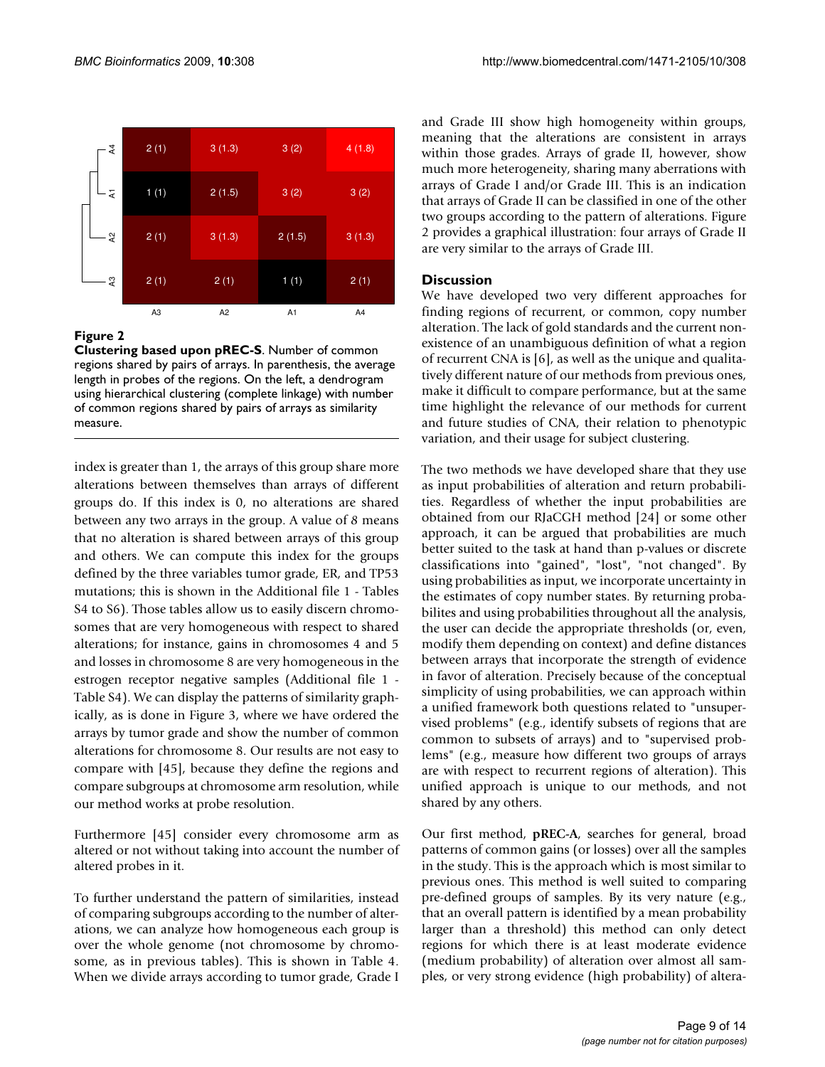A4

A1

A2

A3

2 (1) 3 (1.3) 3 (2) 4 (1.8)

1 (1) 2 (1.5) 3 (2) 3 (2)

2 (1) 3 (1.3) 2 (1.5) 3 (1.3)

2 (1) 2 (1) 1 (1) 2 (1)

A3 A2 A1 A4

**Figure 2**

**Clustering based upon pREC-S**. Number of common regions shared by pairs of arrays. In parenthesis, the average length in probes of the regions. On the left, a dendrogram using hierarchical clustering (complete linkage) with number of common regions shared by pairs of arrays as similarity measure.

index is greater than 1, the arrays of this group share more alterations between themselves than arrays of different groups do. If this index is 0, no alterations are shared between any two arrays in the group. A value of 8 means that no alteration is shared between arrays of this group and others. We can compute this index for the groups defined by the three variables tumor grade, ER, and TP53 mutations; this is shown in the Additional file 1 - Tables S4 to S6). Those tables allow us to easily discern chromosomes that are very homogeneous with respect to shared alterations; for instance, gains in chromosomes 4 and 5 and losses in chromosome 8 are very homogeneous in the estrogen receptor negative samples (Additional file 1 - Table S4). We can display the patterns of similarity graphically, as is done in Figure 3, where we have ordered the arrays by tumor grade and show the number of common alterations for chromosome 8. Our results are not easy to compare with [45], because they define the regions and compare subgroups at chromosome arm resolution, while our method works at probe resolution.

Furthermore [45] consider every chromosome arm as altered or not without taking into account the number of altered probes in it.

To further understand the pattern of similarities, instead of comparing subgroups according to the number of alterations, we can analyze how homogeneous each group is over the whole genome (not chromosome by chromosome, as in previous tables). This is shown in Table 4. When we divide arrays according to tumor grade, Grade I and Grade III show high homogeneity within groups, meaning that the alterations are consistent in arrays within those grades. Arrays of grade II, however, show much more heterogeneity, sharing many aberrations with arrays of Grade I and/or Grade III. This is an indication that arrays of Grade II can be classified in one of the other two groups according to the pattern of alterations. Figure 2 provides a graphical illustration: four arrays of Grade II are very similar to the arrays of Grade III.

## Discussion

We have developed two very different approaches for finding regions of recurrent, or common, copy number alteration. The lack of gold standards and the current non-existence of an unambiguous definition of what a region of recurrent CNA is [6], as well as the unique and qualitatively different nature of our methods from previous ones, make it difficult to compare performance, but at the same time highlight the relevance of our methods for current and future studies of CNA, their relation to phenotypic variation, and their usage for subject clustering.

The two methods we have developed share that they use as input probabilities of alteration and return probabilities. Regardless of whether the input probabilities are obtained from our RJaCGH method [24] or some other approach, it can be argued that probabilities are much better suited to the task at hand than p-values or discrete classifications into "gained", "lost", "not changed". By using probabilities as input, we incorporate uncertainty in the estimates of copy number states. By returning probabilites and using probabilities throughout all the analysis, the user can decide the appropriate thresholds (or, even, modify them depending on context) and define distances between arrays that incorporate the strength of evidence in favor of alteration. Precisely because of the conceptual simplicity of using probabilities, we can approach within a unified framework both questions related to "unsupervised problems" (e.g., identify subsets of regions that are common to subsets of arrays) and to "supervised problems" (e.g., measure how different two groups of arrays are with respect to recurrent regions of alteration). This unified approach is unique to our methods, and not shared by any others.

Our first method, **pREC-A**, searches for general, broad patterns of common gains (or losses) over all the samples in the study. This is the approach which is most similar to previous ones. This method is well suited to comparing pre-defined groups of samples. By its very nature (e.g., that an overall pattern is identified by a mean probability larger than a threshold) this method can only detect regions for which there is at least moderate evidence (medium probability) of alteration over almost all samples, or very strong evidence (high probability) of altera-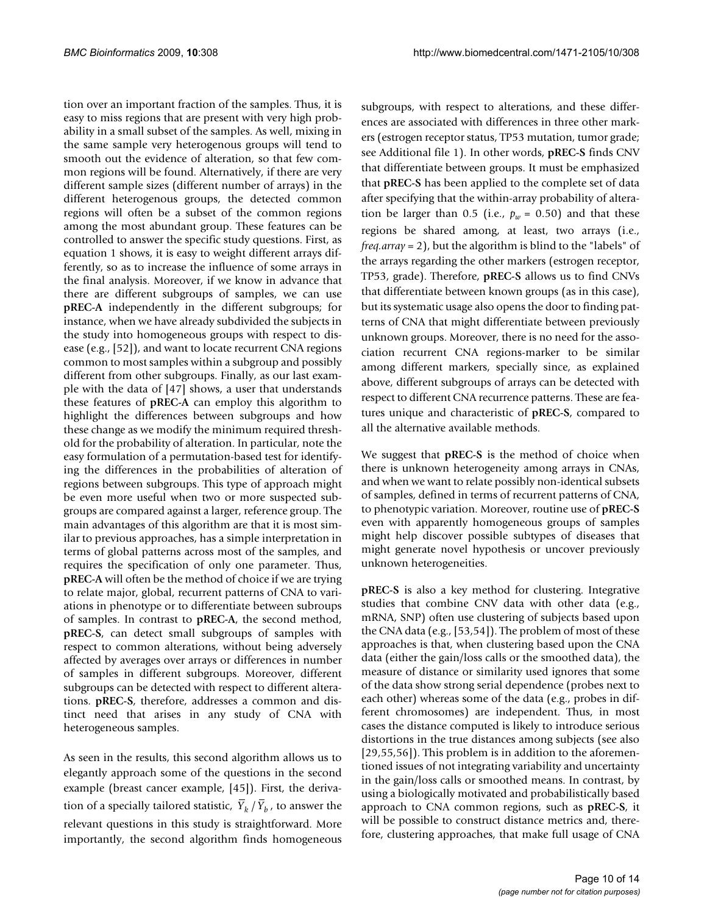tion over an important fraction of the samples. Thus, it is easy to miss regions that are present with very high probability in a small subset of the samples. As well, mixing in the same sample very heterogenous groups will tend to smooth out the evidence of alteration, so that few common regions will be found. Alternatively, if there are very different sample sizes (different number of arrays) in the different heterogenous groups, the detected common regions will often be a subset of the common regions among the most abundant group. These features can be controlled to answer the specific study questions. First, as equation 1 shows, it is easy to weight different arrays differently, so as to increase the influence of some arrays in the final analysis. Moreover, if we know in advance that there are different subgroups of samples, we can use **pREC-A** independently in the different subgroups; for instance, when we have already subdivided the subjects in the study into homogeneous groups with respect to disease (e.g., [52]), and want to locate recurrent CNA regions common to most samples within a subgroup and possibly different from other subgroups. Finally, as our last example with the data of [47] shows, a user that understands these features of **pREC-A** can employ this algorithm to highlight the differences between subgroups and how these change as we modify the minimum required threshold for the probability of alteration. In particular, note the easy formulation of a permutation-based test for identifying the differences in the probabilities of alteration of regions between subgroups. This type of approach might be even more useful when two or more suspected subgroups are compared against a larger, reference group. The main advantages of this algorithm are that it is most similar to previous approaches, has a simple interpretation in terms of global patterns across most of the samples, and requires the specification of only one parameter. Thus, **pREC-A** will often be the method of choice if we are trying to relate major, global, recurrent patterns of CNA to variations in phenotype or to differentiate between subroups of samples. In contrast to **pREC-A**, the second method, **pREC-S**, can detect small subgroups of samples with respect to common alterations, without being adversely affected by averages over arrays or differences in number of samples in different subgroups. Moreover, different subgroups can be detected with respect to different alterations. **pREC-S**, therefore, addresses a common and distinct need that arises in any study of CNA with heterogeneous samples.

As seen in the results, this second algorithm allows us to elegantly approach some of the questions in the second example (breast cancer example, [45]). First, the derivation of a specially tailored statistic, $\bar{Y}_k / \bar{Y}_b$, to answer the relevant questions in this study is straightforward. More importantly, the second algorithm finds homogeneous subgroups, with respect to alterations, and these differences are associated with differences in three other markers (estrogen receptor status, TP53 mutation, tumor grade; see Additional file 1). In other words, **pREC-S** finds CNV that differentiate between groups. It must be emphasized that **pREC-S** has been applied to the complete set of data after specifying that the within-array probability of alteration be larger than 0.5 (i.e., $p_w = 0.50$) and that these regions be shared among, at least, two arrays (i.e., *freq.array* = 2), but the algorithm is blind to the "labels" of the arrays regarding the other markers (estrogen receptor, TP53, grade). Therefore, **pREC-S** allows us to find CNVs that differentiate between known groups (as in this case), but its systematic usage also opens the door to finding patterns of CNA that might differentiate between previously unknown groups. Moreover, there is no need for the association recurrent CNA regions-marker to be similar among different markers, specially since, as explained above, different subgroups of arrays can be detected with respect to different CNA recurrence patterns. These are features unique and characteristic of **pREC-S**, compared to all the alternative available methods.

We suggest that **pREC-S** is the method of choice when there is unknown heterogeneity among arrays in CNAs, and when we want to relate possibly non-identical subsets of samples, defined in terms of recurrent patterns of CNA, to phenotypic variation. Moreover, routine use of **pREC-S** even with apparently homogeneous groups of samples might help discover possible subtypes of diseases that might generate novel hypothesis or uncover previously unknown heterogeneities.

**pREC-S** is also a key method for clustering. Integrative studies that combine CNV data with other data (e.g., mRNA, SNP) often use clustering of subjects based upon the CNA data (e.g., [53,54]). The problem of most of these approaches is that, when clustering based upon the CNA data (either the gain/loss calls or the smoothed data), the measure of distance or similarity used ignores that some of the data show strong serial dependence (probes next to each other) whereas some of the data (e.g., probes in different chromosomes) are independent. Thus, in most cases the distance computed is likely to introduce serious distortions in the true distances among subjects (see also [29,55,56]). This problem is in addition to the aforementioned issues of not integrating variability and uncertainty in the gain/loss calls or smoothed means. In contrast, by using a biologically motivated and probabilistically based approach to CNA common regions, such as **pREC-S**, it will be possible to construct distance metrics and, therefore, clustering approaches, that make full usage of CNA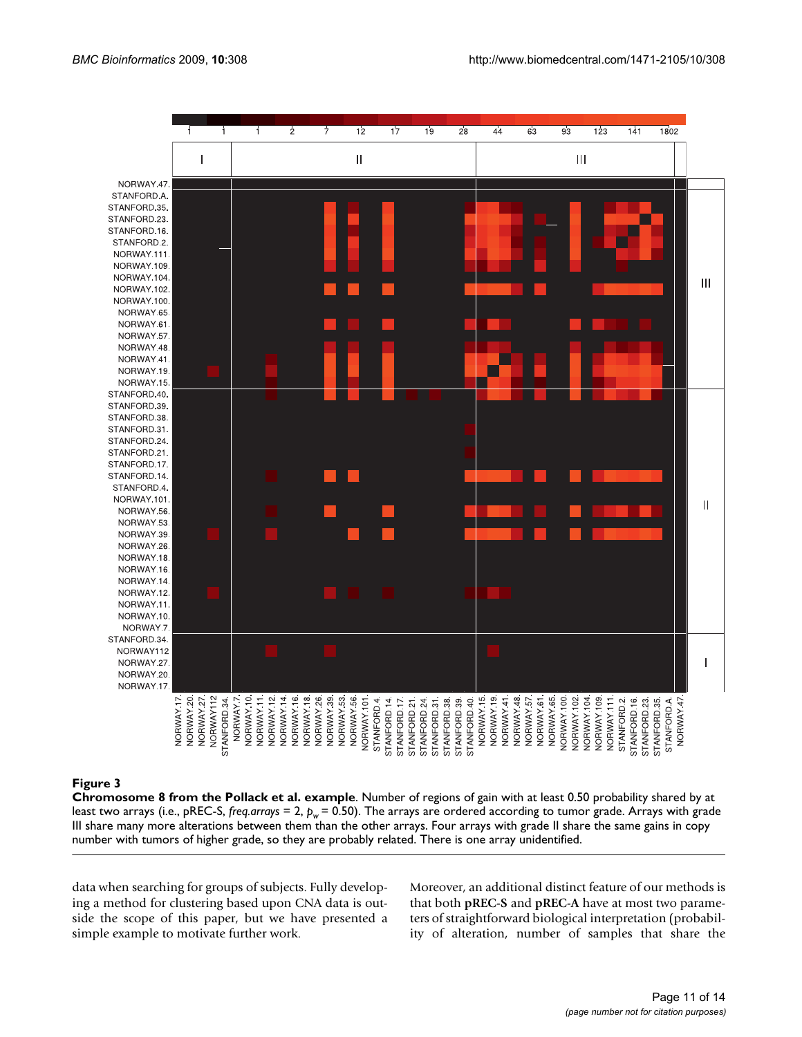**Figure 3**

**Chromosome 8 from the Pollack et al. example**. Number of regions of gain with at least 0.50 probability shared by at least two arrays (i.e., pREC-S, *freq.arrays* = 2, $p_w$ = 0.50). The arrays are ordered according to tumor grade. Arrays with grade III share many more alterations between them than the other arrays. Four arrays with grade II share the same gains in copy number with tumors of higher grade, so they are probably related. There is one array unidentified.

data when searching for groups of subjects. Fully developing a method for clustering based upon CNA data is outside the scope of this paper, but we have presented a simple example to motivate further work.

Moreover, an additional distinct feature of our methods is that both **pREC-S** and **pREC-A** have at most two parameters of straightforward biological interpretation (probability of alteration, number of samples that share the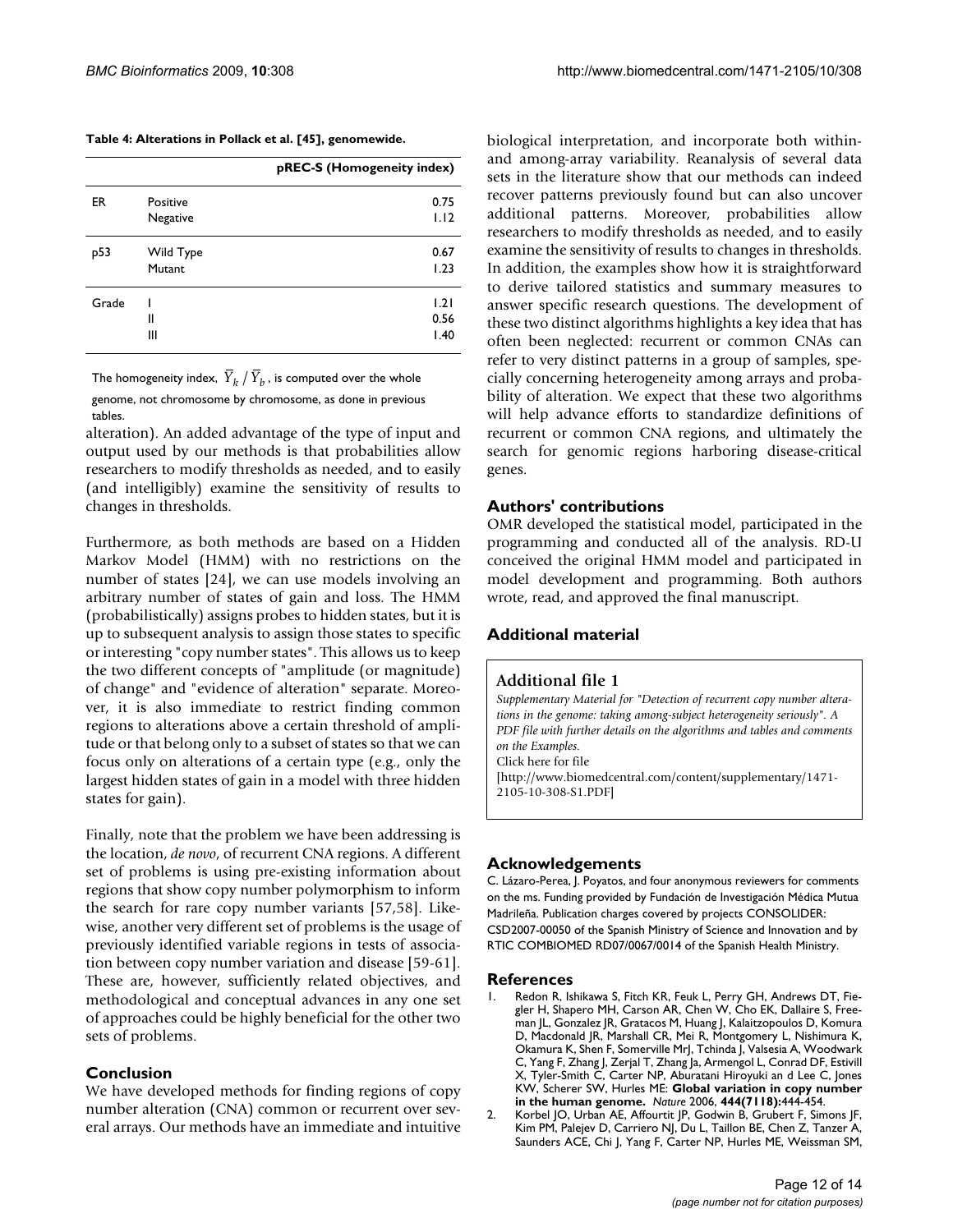**Table 4: Alterations in Pollack et al. [45], genomewide.**

| | | pREC-S (Homogeneity index) |
| --- | --- | --- |
| ER | Positive | 0.75 |
| | Negative | 1.12 |
| p53 | Wild Type | 0.67 |
| | Mutant | 1.23 |
| Grade | I | 1.21 |
| | II | 0.56 |
| | III | 1.40 |

The homogeneity index, $\overline{Y}_k / \overline{Y}_b$, is computed over the whole genome, not chromosome by chromosome, as done in previous tables.

alteration). An added advantage of the type of input and output used by our methods is that probabilities allow researchers to modify thresholds as needed, and to easily (and intelligibly) examine the sensitivity of results to changes in thresholds.

Furthermore, as both methods are based on a Hidden Markov Model (HMM) with no restrictions on the number of states [24], we can use models involving an arbitrary number of states of gain and loss. The HMM (probabilistically) assigns probes to hidden states, but it is up to subsequent analysis to assign those states to specific or interesting "copy number states". This allows us to keep the two different concepts of "amplitude (or magnitude) of change" and "evidence of alteration" separate. Moreover, it is also immediate to restrict finding common regions to alterations above a certain threshold of amplitude or that belong only to a subset of states so that we can focus only on alterations of a certain type (e.g., only the largest hidden states of gain in a model with three hidden states for gain).

Finally, note that the problem we have been addressing is the location, *de novo*, of recurrent CNA regions. A different set of problems is using pre-existing information about regions that show copy number polymorphism to inform the search for rare copy number variants [57,58]. Likewise, another very different set of problems is the usage of previously identified variable regions in tests of association between copy number variation and disease [59-61]. These are, however, sufficiently related objectives, and methodological and conceptual advances in any one set of approaches could be highly beneficial for the other two sets of problems.

## Conclusion

We have developed methods for finding regions of copy number alteration (CNA) common or recurrent over several arrays. Our methods have an immediate and intuitive biological interpretation, and incorporate both within- and among-array variability. Reanalysis of several data sets in the literature show that our methods can indeed recover patterns previously found but can also uncover additional patterns. Moreover, probabilities allow researchers to modify thresholds as needed, and to easily examine the sensitivity of results to changes in thresholds. In addition, the examples show how it is straightforward to derive tailored statistics and summary measures to answer specific research questions. The development of these two distinct algorithms highlights a key idea that has often been neglected: recurrent or common CNAs can refer to very distinct patterns in a group of samples, specially concerning heterogeneity among arrays and probability of alteration. We expect that these two algorithms will help advance efforts to standardize definitions of recurrent or common CNA regions, and ultimately the search for genomic regions harboring disease-critical genes.

## Authors' contributions

OMR developed the statistical model, participated in the programming and conducted all of the analysis. RD-U conceived the original HMM model and participated in model development and programming. Both authors wrote, read, and approved the final manuscript.

## Additional material

**Additional file 1**

*Supplementary Material for "Detection of recurrent copy number alterations in the genome: taking among-subject heterogeneity seriously". A PDF file with further details on the algorithms and tables and comments on the Examples.*

Click here for file

[http://www.biomedcentral.com/content/supplementary/1471-2105-10-308-S1.PDF]

## Acknowledgements

C. Lázaro-Perea, J. Poyatos, and four anonymous reviewers for comments on the ms. Funding provided by Fundación de Investigación Médica Mutua Madrileña. Publication charges covered by projects CONSOLIDER: CSD2007-00050 of the Spanish Ministry of Science and Innovation and by RTIC COMBIOMED RD07/0067/0014 of the Spanish Health Ministry.

## References

1. Redon R, Ishikawa S, Fitch KR, Feuk L, Perry GH, Andrews DT, Fiegler H, Shapero MH, Carson AR, Chen W, Cho EK, Dallaire S, Freeman JL, Gonzalez JR, Gratacos M, Huang J, Kalaitzopoulos D, Komura D, Macdonald JR, Marshall CR, Mei R, Montgomery L, Nishimura K, Okamura K, Shen F, Somerville MrJ, Tchinda J, Valsesia A, Woodwark C, Yang F, Zhang J, Zerjal T, Zhang Ja, Armengol L, Conrad DF, Estivill X, Tyler-Smith C, Carter NP, Aburatani Hiroyuki an d Lee C, Jones KW, Scherer SW, Hurles ME: **Global variation in copy number in the human genome.** *Nature* 2006, **444(7118):**444-454.
2. Korbel JO, Urban AE, Affourtit JP, Godwin B, Grubert F, Simons JF, Kim PM, Palejev D, Carriero NJ, Du L, Taillon BE, Chen Z, Tanzer A, Saunders ACE, Chi J, Yang F, Carter NP, Hurles ME, Weissman SM,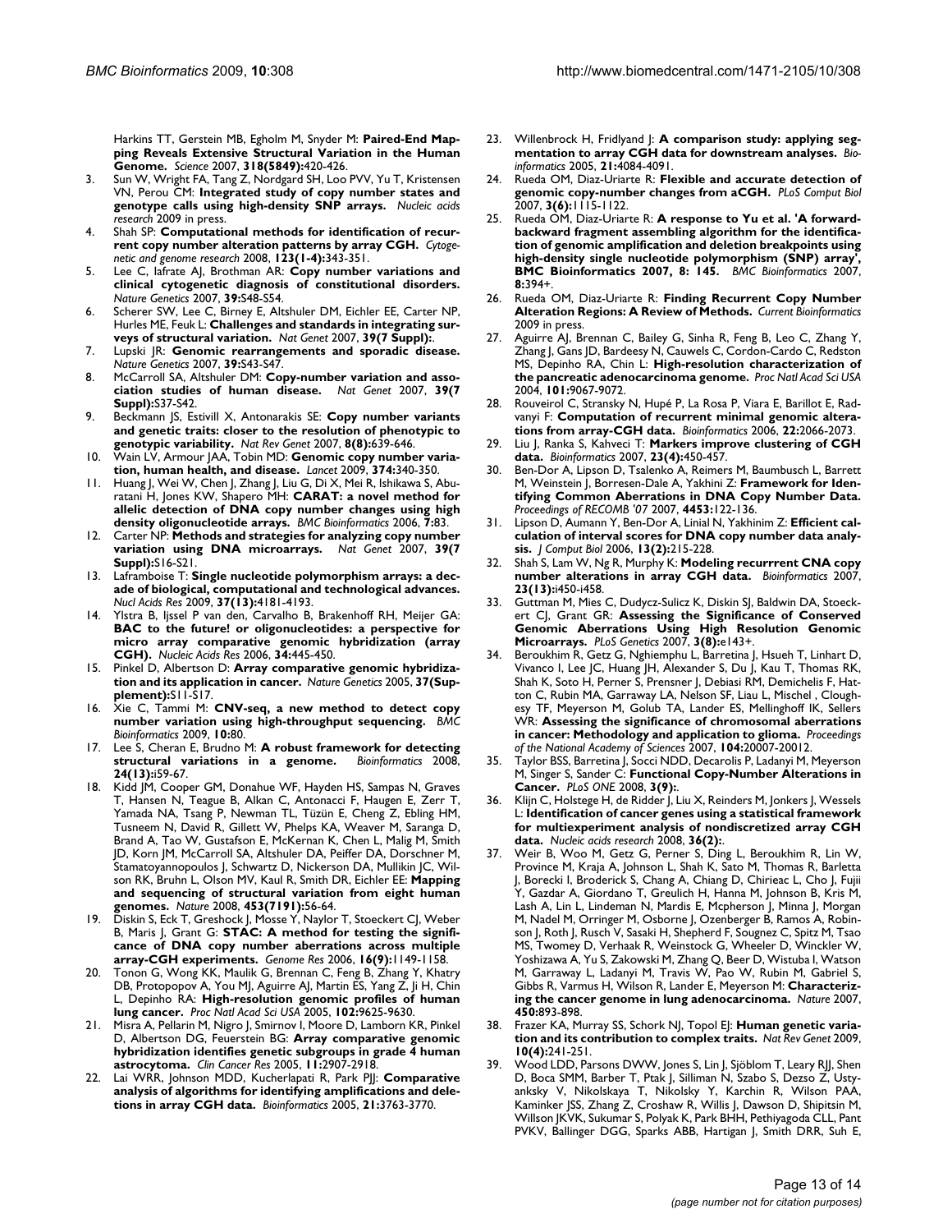Harkins TT, Gerstein MB, Egholm M, Snyder M: **Paired-End Mapping Reveals Extensive Structural Variation in the Human Genome.** *Science* 2007, **318(5849):**420-426.

3. Sun W, Wright FA, Tang Z, Nordgard SH, Loo PVV, Yu T, Kristensen VN, Perou CM: **Integrated study of copy number states and genotype calls using high-density SNP arrays.** *Nucleic acids research* 2009 in press.
4. Shah SP: **Computational methods for identification of recurrent copy number alteration patterns by array CGH.** *Cytogenetic and genome research* 2008, **123(1-4):**343-351.
5. Lee C, Iafrate AJ, Brothman AR: **Copy number variations and clinical cytogenetic diagnosis of constitutional disorders.** *Nature Genetics* 2007, **39:**S48-S54.
6. Scherer SW, Lee C, Birney E, Altshuler DM, Eichler EE, Carter NP, Hurles ME, Feuk L: **Challenges and standards in integrating surveys of structural variation.** *Nat Genet* 2007, **39(7 Suppl):**.
7. Lupski JR: **Genomic rearrangements and sporadic disease.** *Nature Genetics* 2007, **39:**S43-S47.
8. McCarroll SA, Altshuler DM: **Copy-number variation and association studies of human disease.** *Nat Genet* 2007, **39(7 Suppl):**S37-S42.
9. Beckmann JS, Estivill X, Antonarakis SE: **Copy number variants and genetic traits: closer to the resolution of phenotypic to genotypic variability.** *Nat Rev Genet* 2007, **8(8):**639-646.
10. Wain LV, Armour JAA, Tobin MD: **Genomic copy number variation, human health, and disease.** *Lancet* 2009, **374:**340-350.
11. Huang J, Wei W, Chen J, Zhang J, Liu G, Di X, Mei R, Ishikawa S, Aburatani H, Jones KW, Shapero MH: **CARAT: a novel method for allelic detection of DNA copy number changes using high density oligonucleotide arrays.** *BMC Bioinformatics* 2006, **7:**83.
12. Carter NP: **Methods and strategies for analyzing copy number variation using DNA microarrays.** *Nat Genet* 2007, **39(7 Suppl):**S16-S21.
13. Laframboise T: **Single nucleotide polymorphism arrays: a decade of biological, computational and technological advances.** *Nucl Acids Res* 2009, **37(13):**4181-4193.
14. Ylstra B, Ijssel P van den, Carvalho B, Brakenhoff RH, Meijer GA: **BAC to the future! or oligonucleotides: a perspective for micro array comparative genomic hybridization (array CGH).** *Nucleic Acids Res* 2006, **34:**445-450.
15. Pinkel D, Albertson D: **Array comparative genomic hybridization and its application in cancer.** *Nature Genetics* 2005, **37(Supplement):**S11-S17.
16. Xie C, Tammi M: **CNV-seq, a new method to detect copy number variation using high-throughput sequencing.** *BMC Bioinformatics* 2009, **10:**80.
17. Lee S, Cheran E, Brudno M: **A robust framework for detecting structural variations in a genome.** *Bioinformatics* 2008, **24(13):**i59-67.
18. Kidd JM, Cooper GM, Donahue WF, Hayden HS, Sampas N, Graves T, Hansen N, Teague B, Alkan C, Antonacci F, Haugen E, Zerr T, Yamada NA, Tsang P, Newman TL, Tüzün E, Cheng Z, Ebling HM, Tusneem N, David R, Gillett W, Phelps KA, Weaver M, Saranga D, Brand A, Tao W, Gustafson E, McKernan K, Chen L, Malig M, Smith JD, Korn JM, McCarroll SA, Altshuler DA, Peiffer DA, Dorschner M, Stamatoyannopoulos J, Schwartz D, Nickerson DA, Mullikin JC, Wilson RK, Bruhn L, Olson MV, Kaul R, Smith DR, Eichler EE: **Mapping and sequencing of structural variation from eight human genomes.** *Nature* 2008, **453(7191):**56-64.
19. Diskin S, Eck T, Greshock J, Mosse Y, Naylor T, Stoeckert CJ, Weber B, Maris J, Grant G: **STAC: A method for testing the significance of DNA copy number aberrations across multiple array-CGH experiments.** *Genome Res* 2006, **16(9):**1149-1158.
20. Tonon G, Wong KK, Maulik G, Brennan C, Feng B, Zhang Y, Khatry DB, Protopopov A, You MJ, Aguirre AJ, Martin ES, Yang Z, Ji H, Chin L, Depinho RA: **High-resolution genomic profiles of human lung cancer.** *Proc Natl Acad Sci USA* 2005, **102:**9625-9630.
21. Misra A, Pellarin M, Nigro J, Smirnov I, Moore D, Lamborn KR, Pinkel D, Albertson DG, Feuerstein BG: **Array comparative genomic hybridization identifies genetic subgroups in grade 4 human astrocytoma.** *Clin Cancer Res* 2005, **11:**2907-2918.
22. Lai WRR, Johnson MDD, Kucherlapati R, Park PJJ: **Comparative analysis of algorithms for identifying amplifications and deletions in array CGH data.** *Bioinformatics* 2005, **21:**3763-3770.
23. Willenbrock H, Fridlyand J: **A comparison study: applying segmentation to array CGH data for downstream analyses.** *Bioinformatics* 2005, **21:**4084-4091.
24. Rueda OM, Diaz-Uriarte R: **Flexible and accurate detection of genomic copy-number changes from aCGH.** *PLoS Comput Biol* 2007, **3(6):**1115-1122.
25. Rueda OM, Diaz-Uriarte R: **A response to Yu et al. 'A forward-backward fragment assembling algorithm for the identification of genomic amplification and deletion breakpoints using high-density single nucleotide polymorphism (SNP) array', BMC Bioinformatics 2007, 8: 145.** *BMC Bioinformatics* 2007, **8:**394+.
26. Rueda OM, Diaz-Uriarte R: **Finding Recurrent Copy Number Alteration Regions: A Review of Methods.** *Current Bioinformatics* 2009 in press.
27. Aguirre AJ, Brennan C, Bailey G, Sinha R, Feng B, Leo C, Zhang Y, Zhang J, Gans JD, Bardeesy N, Cauwels C, Cordon-Cardo C, Redston MS, Depinho RA, Chin L: **High-resolution characterization of the pancreatic adenocarcinoma genome.** *Proc Natl Acad Sci USA* 2004, **101:**9067-9072.
28. Rouveirol C, Stransky N, Hupé P, La Rosa P, Viara E, Barillot E, Radvanyi F: **Computation of recurrent minimal genomic alterations from array-CGH data.** *Bioinformatics* 2006, **22:**2066-2073.
29. Liu J, Ranka S, Kahveci T: **Markers improve clustering of CGH data.** *Bioinformatics* 2007, **23(4):**450-457.
30. Ben-Dor A, Lipson D, Tsalenko A, Reimers M, Baumbusch L, Barrett M, Weinstein J, Borresen-Dale A, Yakhini Z: **Framework for Identifying Common Aberrations in DNA Copy Number Data.** *Proceedings of RECOMB '07* 2007, **4453:**122-136.
31. Lipson D, Aumann Y, Ben-Dor A, Linial N, Yakhinim Z: **Efficient calculation of interval scores for DNA copy number data analysis.** *J Comput Biol* 2006, **13(2):**215-228.
32. Shah S, Lam W, Ng R, Murphy K: **Modeling recurrrent CNA copy number alterations in array CGH data.** *Bioinformatics* 2007, **23(13):**i450-i458.
33. Guttman M, Mies C, Dudycz-Sulicz K, Diskin SJ, Baldwin DA, Stoeckert CJ, Grant GR: **Assessing the Significance of Conserved Genomic Aberrations Using High Resolution Genomic Microarrays.** *PLoS Genetics* 2007, **3(8):**e143+.
34. Beroukhim R, Getz G, Nghiemphu L, Barretina J, Hsueh T, Linhart D, Vivanco I, Lee JC, Huang JH, Alexander S, Du J, Kau T, Thomas RK, Shah K, Soto H, Perner S, Prensner J, Debiasi RM, Demichelis F, Hatton C, Rubin MA, Garraway LA, Nelson SF, Liau L, Mischel , Cloughesy TF, Meyerson M, Golub TA, Lander ES, Mellinghoff IK, Sellers WR: **Assessing the significance of chromosomal aberrations in cancer: Methodology and application to glioma.** *Proceedings of the National Academy of Sciences* 2007, **104:**20007-20012.
35. Taylor BSS, Barretina J, Socci NDD, Decarolis P, Ladanyi M, Meyerson M, Singer S, Sander C: **Functional Copy-Number Alterations in Cancer.** *PLoS ONE* 2008, **3(9):**.
36. Klijn C, Holstege H, de Ridder J, Liu X, Reinders M, Jonkers J, Wessels L: **Identification of cancer genes using a statistical framework for multiexperiment analysis of nondiscretized array CGH data.** *Nucleic acids research* 2008, **36(2):**.
37. Weir B, Woo M, Getz G, Perner S, Ding L, Beroukhim R, Lin W, Province M, Kraja A, Johnson L, Shah K, Sato M, Thomas R, Barletta J, Borecki I, Broderick S, Chang A, Chiang D, Chirieac L, Cho J, Fujii Y, Gazdar A, Giordano T, Greulich H, Hanna M, Johnson B, Kris M, Lash A, Lin L, Lindeman N, Mardis E, Mcpherson J, Minna J, Morgan M, Nadel M, Orringer M, Osborne J, Ozenberger B, Ramos A, Robinson J, Roth J, Rusch V, Sasaki H, Shepherd F, Sougnez C, Spitz M, Tsao MS, Twomey D, Verhaak R, Weinstock G, Wheeler D, Winckler W, Yoshizawa A, Yu S, Zakowski M, Zhang Q, Beer D, Wistuba I, Watson M, Garraway L, Ladanyi M, Travis W, Pao W, Rubin M, Gabriel S, Gibbs R, Varmus H, Wilson R, Lander E, Meyerson M: **Characterizing the cancer genome in lung adenocarcinoma.** *Nature* 2007, **450:**893-898.
38. Frazer KA, Murray SS, Schork NJ, Topol EJ: **Human genetic variation and its contribution to complex traits.** *Nat Rev Genet* 2009, **10(4):**241-251.
39. Wood LDD, Parsons DWW, Jones S, Lin J, Sjöblom T, Leary RJJ, Shen D, Boca SMM, Barber T, Ptak J, Silliman N, Szabo S, Dezso Z, Ustyanksky V, Nikolskaya T, Nikolsky Y, Karchin R, Wilson PAA, Kaminker JSS, Zhang Z, Croshaw R, Willis J, Dawson D, Shipitsin M, Willson JKVK, Sukumar S, Polyak K, Park BHH, Pethiyagoda CLL, Pant PVKV, Ballinger DGG, Sparks ABB, Hartigan J, Smith DRR, Suh E,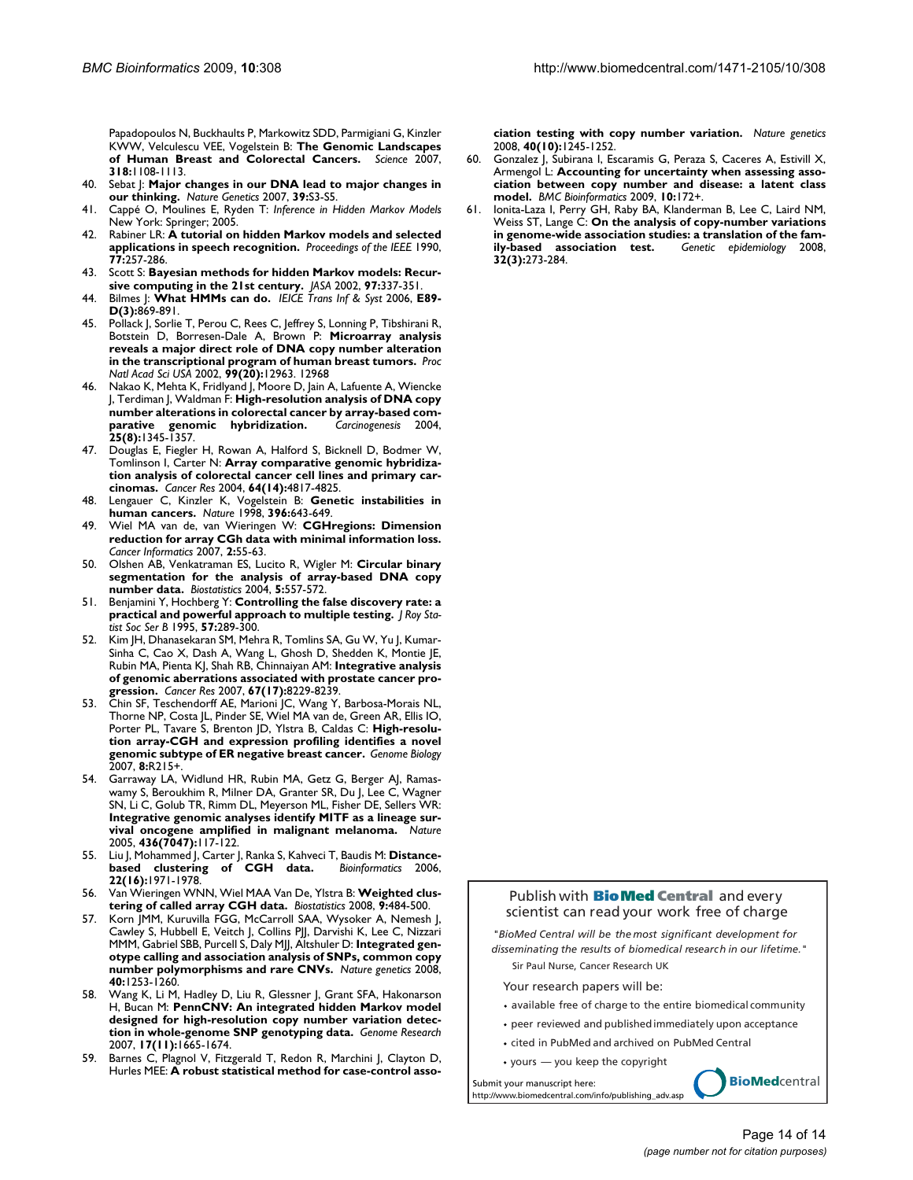Papadopoulos N, Buckhaults P, Markowitz SDD, Parmigiani G, Kinzler KWW, Velculescu VEE, Vogelstein B: **The Genomic Landscapes of Human Breast and Colorectal Cancers.** *Science* 2007, **318:**1108-1113.

40. Sebat J: **Major changes in our DNA lead to major changes in our thinking.** *Nature Genetics* 2007, **39:**S3-S5.
41. Cappé O, Moulines E, Ryden T: *Inference in Hidden Markov Models* New York: Springer; 2005.
42. Rabiner LR: **A tutorial on hidden Markov models and selected applications in speech recognition.** *Proceedings of the IEEE* 1990, **77:**257-286.
43. Scott S: **Bayesian methods for hidden Markov models: Recursive computing in the 21st century.** *JASA* 2002, **97:**337-351.
44. Bilmes J: **What HMMs can do.** *IEICE Trans Inf & Syst* 2006, **E89-D(3):**869-891.
45. Pollack J, Sorlie T, Perou C, Rees C, Jeffrey S, Lonning P, Tibshirani R, Botstein D, Borresen-Dale A, Brown P: **Microarray analysis reveals a major direct role of DNA copy number alteration in the transcriptional program of human breast tumors.** *Proc Natl Acad Sci USA* 2002, **99(20):**12963. 12968
46. Nakao K, Mehta K, Fridlyand J, Moore D, Jain A, Lafuente A, Wiencke J, Terdiman J, Waldman F: **High-resolution analysis of DNA copy number alterations in colorectal cancer by array-based comparative genomic hybridization.** *Carcinogenesis* 2004, **25(8):**1345-1357.
47. Douglas E, Fiegler H, Rowan A, Halford S, Bicknell D, Bodmer W, Tomlinson I, Carter N: **Array comparative genomic hybridization analysis of colorectal cancer cell lines and primary carcinomas.** *Cancer Res* 2004, **64(14):**4817-4825.
48. Lengauer C, Kinzler K, Vogelstein B: **Genetic instabilities in human cancers.** *Nature* 1998, **396:**643-649.
49. Wiel MA van de, van Wieringen W: **CGHregions: Dimension reduction for array CGh data with minimal information loss.** *Cancer Informatics* 2007, **2:**55-63.
50. Olshen AB, Venkatraman ES, Lucito R, Wigler M: **Circular binary segmentation for the analysis of array-based DNA copy number data.** *Biostatistics* 2004, **5:**557-572.
51. Benjamini Y, Hochberg Y: **Controlling the false discovery rate: a practical and powerful approach to multiple testing.** *J Roy Statist Soc Ser B* 1995, **57:**289-300.
52. Kim JH, Dhanasekaran SM, Mehra R, Tomlins SA, Gu W, Yu J, Kumar-Sinha C, Cao X, Dash A, Wang L, Ghosh D, Shedden K, Montie JE, Rubin MA, Pienta KJ, Shah RB, Chinnaiyan AM: **Integrative analysis of genomic aberrations associated with prostate cancer progression.** *Cancer Res* 2007, **67(17):**8229-8239.
53. Chin SF, Teschendorff AE, Marioni JC, Wang Y, Barbosa-Morais NL, Thorne NP, Costa JL, Pinder SE, Wiel MA van de, Green AR, Ellis IO, Porter PL, Tavare S, Brenton JD, Ylstra B, Caldas C: **High-resolution array-CGH and expression profiling identifies a novel genomic subtype of ER negative breast cancer.** *Genome Biology* 2007, **8:**R215+.
54. Garraway LA, Widlund HR, Rubin MA, Getz G, Berger AJ, Ramaswamy S, Beroukhim R, Milner DA, Granter SR, Du J, Lee C, Wagner SN, Li C, Golub TR, Rimm DL, Meyerson ML, Fisher DE, Sellers WR: **Integrative genomic analyses identify MITF as a lineage survival oncogene amplified in malignant melanoma.** *Nature* 2005, **436(7047):**117-122.
55. Liu J, Mohammed J, Carter J, Ranka S, Kahveci T, Baudis M: **Distance-based clustering of CGH data.** *Bioinformatics* 2006, **22(16):**1971-1978.
56. Van Wieringen WNN, Wiel MAA Van De, Ylstra B: **Weighted clustering of called array CGH data.** *Biostatistics* 2008, **9:**484-500.
57. Korn JMM, Kuruvilla FGG, McCarroll SAA, Wysoker A, Nemesh J, Cawley S, Hubbell E, Veitch J, Collins PJJ, Darvishi K, Lee C, Nizzari MMM, Gabriel SBB, Purcell S, Daly MJJ, Altshuler D: **Integrated genotype calling and association analysis of SNPs, common copy number polymorphisms and rare CNVs.** *Nature genetics* 2008, **40:**1253-1260.
58. Wang K, Li M, Hadley D, Liu R, Glessner J, Grant SFA, Hakonarson H, Bucan M: **PennCNV: An integrated hidden Markov model designed for high-resolution copy number variation detection in whole-genome SNP genotyping data.** *Genome Research* 2007, **17(11):**1665-1674.
59. Barnes C, Plagnol V, Fitzgerald T, Redon R, Marchini J, Clayton D, Hurles MEE: **A robust statistical method for case-control association testing with copy number variation.** *Nature genetics* 2008, **40(10):**1245-1252.
60. Gonzalez J, Subirana I, Escaramis G, Peraza S, Caceres A, Estivill X, Armengol L: **Accounting for uncertainty when assessing association between copy number and disease: a latent class model.** *BMC Bioinformatics* 2009, **10:**172+.
61. Ionita-Laza I, Perry GH, Raby BA, Klanderman B, Lee C, Laird NM, Weiss ST, Lange C: **On the analysis of copy-number variations in genome-wide association studies: a translation of the family-based association test.** *Genetic epidemiology* 2008, **32(3):**273-284.

Publish with **BioMed Central** and every scientist can read your work free of charge

*"BioMed Central will be the most significant development for disseminating the results of biomedical research in our lifetime."*
Sir Paul Nurse, Cancer Research UK

Your research papers will be:

- available free of charge to the entire biomedical community
- peer reviewed and published immediately upon acceptance
- cited in PubMed and archived on PubMed Central
- yours — you keep the copyright

Submit your manuscript here:
http://www.biomedcentral.com/info/publishing_adv.asp

BioMedcentral